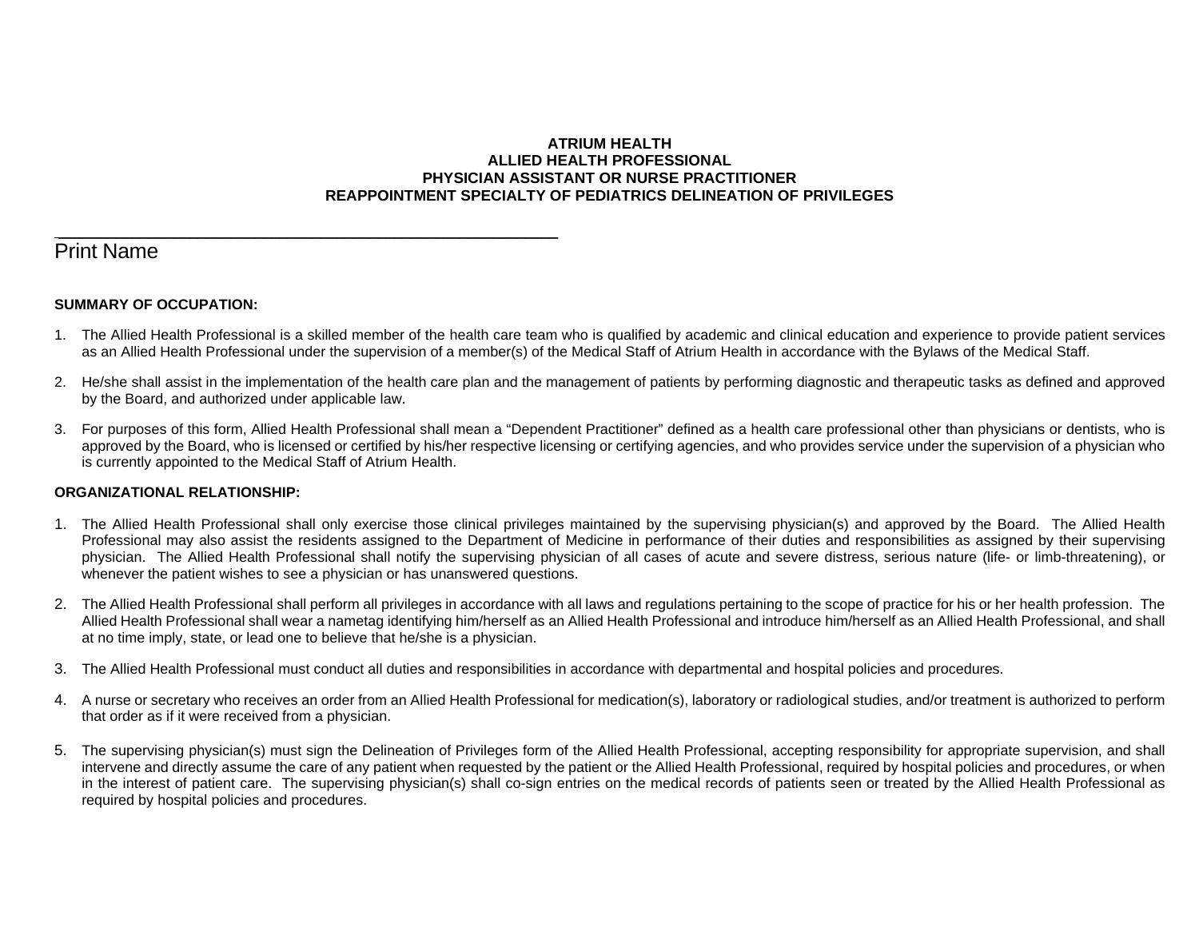**ATRIUM HEALTH**
**ALLIED HEALTH PROFESSIONAL**
**PHYSICIAN ASSISTANT OR NURSE PRACTITIONER**
**REAPPOINTMENT SPECIALTY OF PEDIATRICS DELINEATION OF PRIVILEGES**

_______________________________________________
Print Name

**SUMMARY OF OCCUPATION:**

1. The Allied Health Professional is a skilled member of the health care team who is qualified by academic and clinical education and experience to provide patient services as an Allied Health Professional under the supervision of a member(s) of the Medical Staff of Atrium Health in accordance with the Bylaws of the Medical Staff.

2. He/she shall assist in the implementation of the health care plan and the management of patients by performing diagnostic and therapeutic tasks as defined and approved by the Board, and authorized under applicable law.

3. For purposes of this form, Allied Health Professional shall mean a "Dependent Practitioner" defined as a health care professional other than physicians or dentists, who is approved by the Board, who is licensed or certified by his/her respective licensing or certifying agencies, and who provides service under the supervision of a physician who is currently appointed to the Medical Staff of Atrium Health.

**ORGANIZATIONAL RELATIONSHIP:**

1. The Allied Health Professional shall only exercise those clinical privileges maintained by the supervising physician(s) and approved by the Board. The Allied Health Professional may also assist the residents assigned to the Department of Medicine in performance of their duties and responsibilities as assigned by their supervising physician. The Allied Health Professional shall notify the supervising physician of all cases of acute and severe distress, serious nature (life- or limb-threatening), or whenever the patient wishes to see a physician or has unanswered questions.

2. The Allied Health Professional shall perform all privileges in accordance with all laws and regulations pertaining to the scope of practice for his or her health profession. The Allied Health Professional shall wear a nametag identifying him/herself as an Allied Health Professional and introduce him/herself as an Allied Health Professional, and shall at no time imply, state, or lead one to believe that he/she is a physician.

3. The Allied Health Professional must conduct all duties and responsibilities in accordance with departmental and hospital policies and procedures.

4. A nurse or secretary who receives an order from an Allied Health Professional for medication(s), laboratory or radiological studies, and/or treatment is authorized to perform that order as if it were received from a physician.

5. The supervising physician(s) must sign the Delineation of Privileges form of the Allied Health Professional, accepting responsibility for appropriate supervision, and shall intervene and directly assume the care of any patient when requested by the patient or the Allied Health Professional, required by hospital policies and procedures, or when in the interest of patient care. The supervising physician(s) shall co-sign entries on the medical records of patients seen or treated by the Allied Health Professional as required by hospital policies and procedures.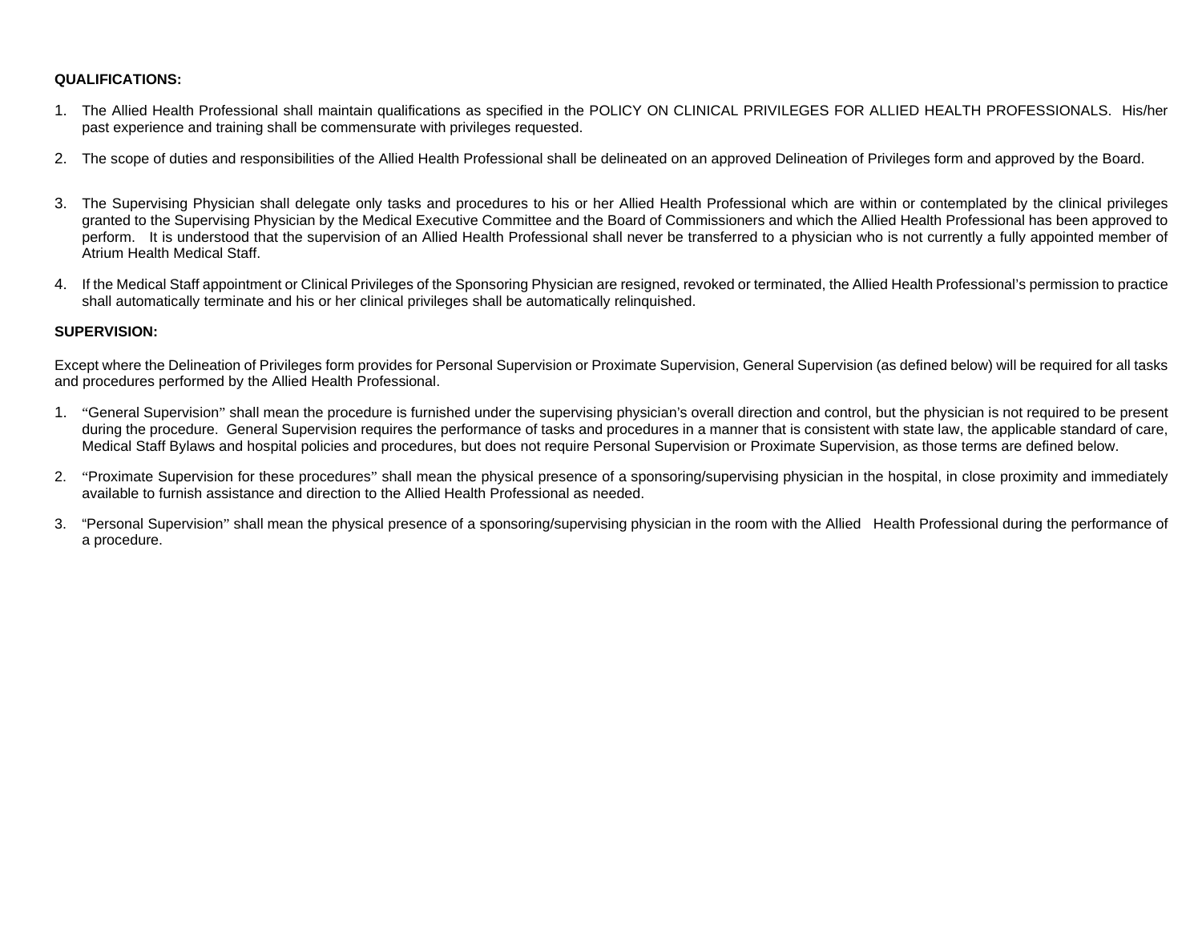**QUALIFICATIONS:**

1. The Allied Health Professional shall maintain qualifications as specified in the POLICY ON CLINICAL PRIVILEGES FOR ALLIED HEALTH PROFESSIONALS. His/her past experience and training shall be commensurate with privileges requested.

2. The scope of duties and responsibilities of the Allied Health Professional shall be delineated on an approved Delineation of Privileges form and approved by the Board.

3. The Supervising Physician shall delegate only tasks and procedures to his or her Allied Health Professional which are within or contemplated by the clinical privileges granted to the Supervising Physician by the Medical Executive Committee and the Board of Commissioners and which the Allied Health Professional has been approved to perform. It is understood that the supervision of an Allied Health Professional shall never be transferred to a physician who is not currently a fully appointed member of Atrium Health Medical Staff.

4. If the Medical Staff appointment or Clinical Privileges of the Sponsoring Physician are resigned, revoked or terminated, the Allied Health Professional's permission to practice shall automatically terminate and his or her clinical privileges shall be automatically relinquished.

**SUPERVISION:**

Except where the Delineation of Privileges form provides for Personal Supervision or Proximate Supervision, General Supervision (as defined below) will be required for all tasks and procedures performed by the Allied Health Professional.

1. "General Supervision" shall mean the procedure is furnished under the supervising physician's overall direction and control, but the physician is not required to be present during the procedure. General Supervision requires the performance of tasks and procedures in a manner that is consistent with state law, the applicable standard of care, Medical Staff Bylaws and hospital policies and procedures, but does not require Personal Supervision or Proximate Supervision, as those terms are defined below.

2. "Proximate Supervision for these procedures" shall mean the physical presence of a sponsoring/supervising physician in the hospital, in close proximity and immediately available to furnish assistance and direction to the Allied Health Professional as needed.

3. "Personal Supervision" shall mean the physical presence of a sponsoring/supervising physician in the room with the Allied Health Professional during the performance of a procedure.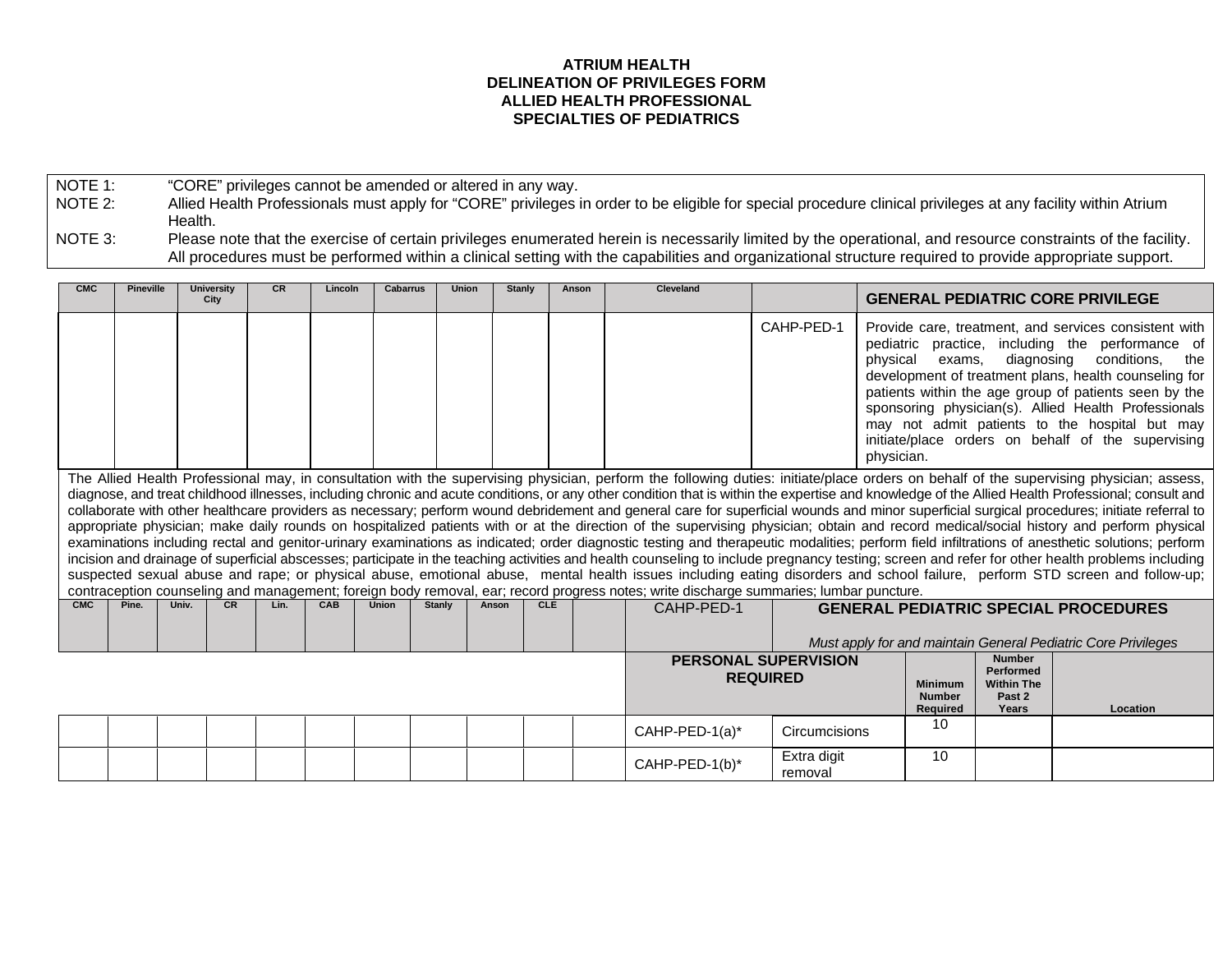**ATRIUM HEALTH**
**DELINEATION OF PRIVILEGES FORM**
**ALLIED HEALTH PROFESSIONAL**
**SPECIALTIES OF PEDIATRICS**

| | |
|---|---|
| NOTE 1: | "CORE" privileges cannot be amended or altered in any way. |
| NOTE 2: | Allied Health Professionals must apply for "CORE" privileges in order to be eligible for special procedure clinical privileges at any facility within Atrium Health. |
| NOTE 3: | Please note that the exercise of certain privileges enumerated herein is necessarily limited by the operational, and resource constraints of the facility. All procedures must be performed within a clinical setting with the capabilities and organizational structure required to provide appropriate support. |

| CMC | Pineville | University City | CR | Lincoln | Cabarrus | Union | Stanly | Anson | Cleveland | | GENERAL PEDIATRIC CORE PRIVILEGE |
|---|---|---|---|---|---|---|---|---|---|---|---|
| | | | | | | | | | | CAHP-PED-1 | Provide care, treatment, and services consistent with pediatric practice, including the performance of physical exams, diagnosing conditions, the development of treatment plans, health counseling for patients within the age group of patients seen by the sponsoring physician(s). Allied Health Professionals may not admit patients to the hospital but may initiate/place orders on behalf of the supervising physician. |

The Allied Health Professional may, in consultation with the supervising physician, perform the following duties: initiate/place orders on behalf of the supervising physician; assess, diagnose, and treat childhood illnesses, including chronic and acute conditions, or any other condition that is within the expertise and knowledge of the Allied Health Professional; consult and collaborate with other healthcare providers as necessary; perform wound debridement and general care for superficial wounds and minor superficial surgical procedures; initiate referral to appropriate physician; make daily rounds on hospitalized patients with or at the direction of the supervising physician; obtain and record medical/social history and perform physical examinations including rectal and genitor-urinary examinations as indicated; order diagnostic testing and therapeutic modalities; perform field infiltrations of anesthetic solutions; perform incision and drainage of superficial abscesses; participate in the teaching activities and health counseling to include pregnancy testing; screen and refer for other health problems including suspected sexual abuse and rape; or physical abuse, emotional abuse, mental health issues including eating disorders and school failure, perform STD screen and follow-up; contraception counseling and management; foreign body removal, ear; record progress notes; write discharge summaries; lumbar puncture.

| CMC | Pine. | Univ. | CR | Lin. | CAB | Union | Stanly | Anson | CLE | | CAHP-PED-1 | GENERAL PEDIATRIC SPECIAL PROCEDURES *Must apply for and maintain General Pediatric Core Privileges* | Minimum Number Required | Number Performed Within The Past 2 Years | Location |
|---|---|---|---|---|---|---|---|---|---|---|---|---|---|---|---|
| | | | | | | | | | | | **PERSONAL SUPERVISION REQUIRED** | | | | |
| | | | | | | | | | | | CAHP-PED-1(a)* | Circumcisions | 10 | | |
| | | | | | | | | | | | CAHP-PED-1(b)* | Extra digit removal | 10 | | |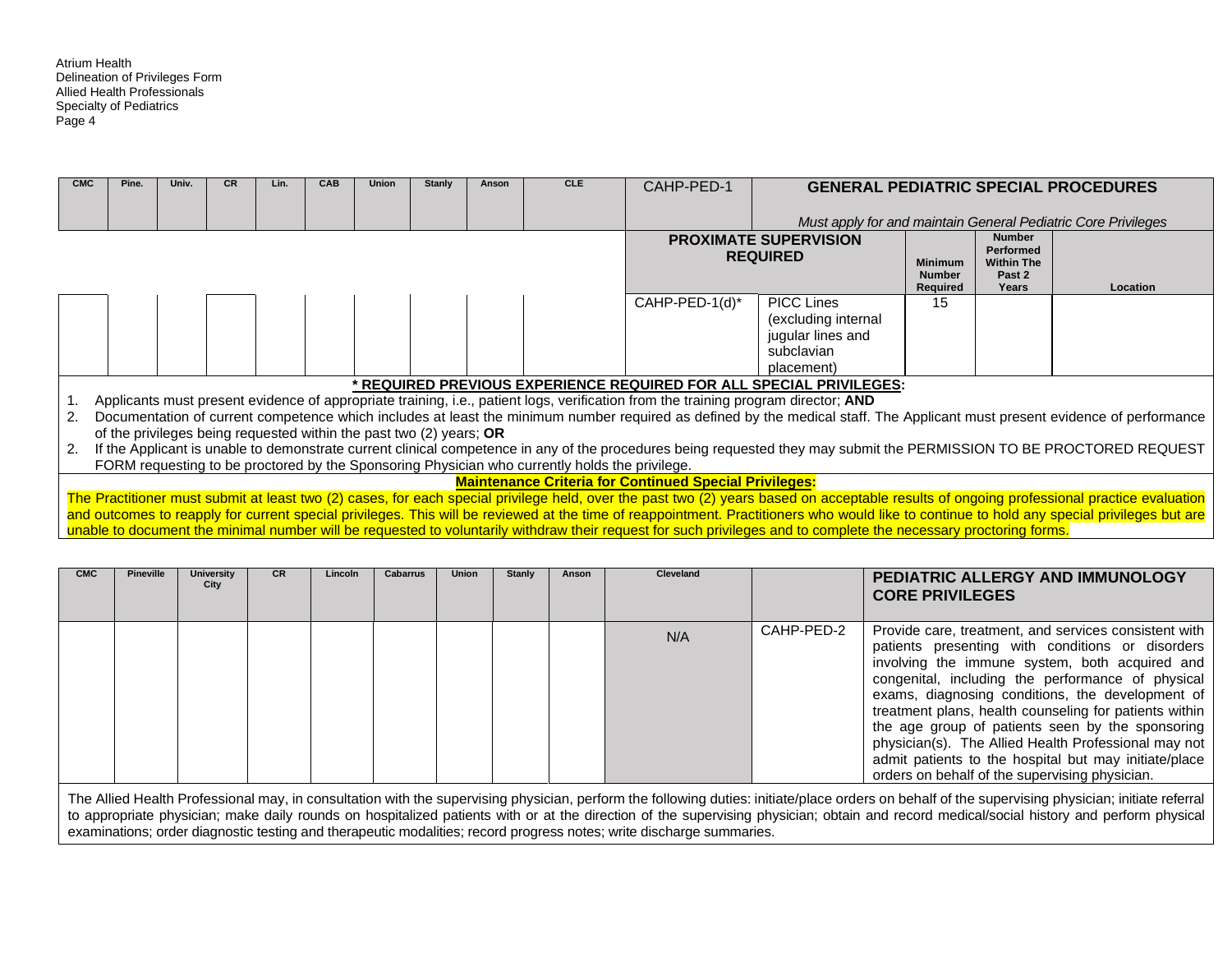| CMC | Pine. | Univ. | CR | Lin. | CAB | Union | Stanly | Anson | CLE | CAHP-PED-1 | **GENERAL PEDIATRIC SPECIAL PROCEDURES** *Must apply for and maintain General Pediatric Core Privileges* | | | |
|---|---|---|---|---|---|---|---|---|---|---|---|---|---|---|
| | | | | | | | | | | **PROXIMATE SUPERVISION REQUIRED** | | **Minimum Number Required** | **Number Performed Within The Past 2 Years** | **Location** |
| | | | | | | | | | | CAHP-PED-1(d)* | PICC Lines (excluding internal jugular lines and subclavian placement) | 15 | | |

**\* REQUIRED PREVIOUS EXPERIENCE REQUIRED FOR ALL SPECIAL PRIVILEGES:**

1. Applicants must present evidence of appropriate training, i.e., patient logs, verification from the training program director; **AND**
2. Documentation of current competence which includes at least the minimum number required as defined by the medical staff. The Applicant must present evidence of performance of the privileges being requested within the past two (2) years; **OR**
2. If the Applicant is unable to demonstrate current clinical competence in any of the procedures being requested they may submit the PERMISSION TO BE PROCTORED REQUEST FORM requesting to be proctored by the Sponsoring Physician who currently holds the privilege.

**Maintenance Criteria for Continued Special Privileges:**

The Practitioner must submit at least two (2) cases, for each special privilege held, over the past two (2) years based on acceptable results of ongoing professional practice evaluation and outcomes to reapply for current special privileges. This will be reviewed at the time of reappointment. Practitioners who would like to continue to hold any special privileges but are unable to document the minimal number will be requested to voluntarily withdraw their request for such privileges and to complete the necessary proctoring forms.

| CMC | Pineville | University City | CR | Lincoln | Cabarrus | Union | Stanly | Anson | Cleveland | | **PEDIATRIC ALLERGY AND IMMUNOLOGY CORE PRIVILEGES** |
|---|---|---|---|---|---|---|---|---|---|---|---|
| | | | | | | | | | N/A | CAHP-PED-2 | Provide care, treatment, and services consistent with patients presenting with conditions or disorders involving the immune system, both acquired and congenital, including the performance of physical exams, diagnosing conditions, the development of treatment plans, health counseling for patients within the age group of patients seen by the sponsoring physician(s). The Allied Health Professional may not admit patients to the hospital but may initiate/place orders on behalf of the supervising physician. |

The Allied Health Professional may, in consultation with the supervising physician, perform the following duties: initiate/place orders on behalf of the supervising physician; initiate referral to appropriate physician; make daily rounds on hospitalized patients with or at the direction of the supervising physician; obtain and record medical/social history and perform physical examinations; order diagnostic testing and therapeutic modalities; record progress notes; write discharge summaries.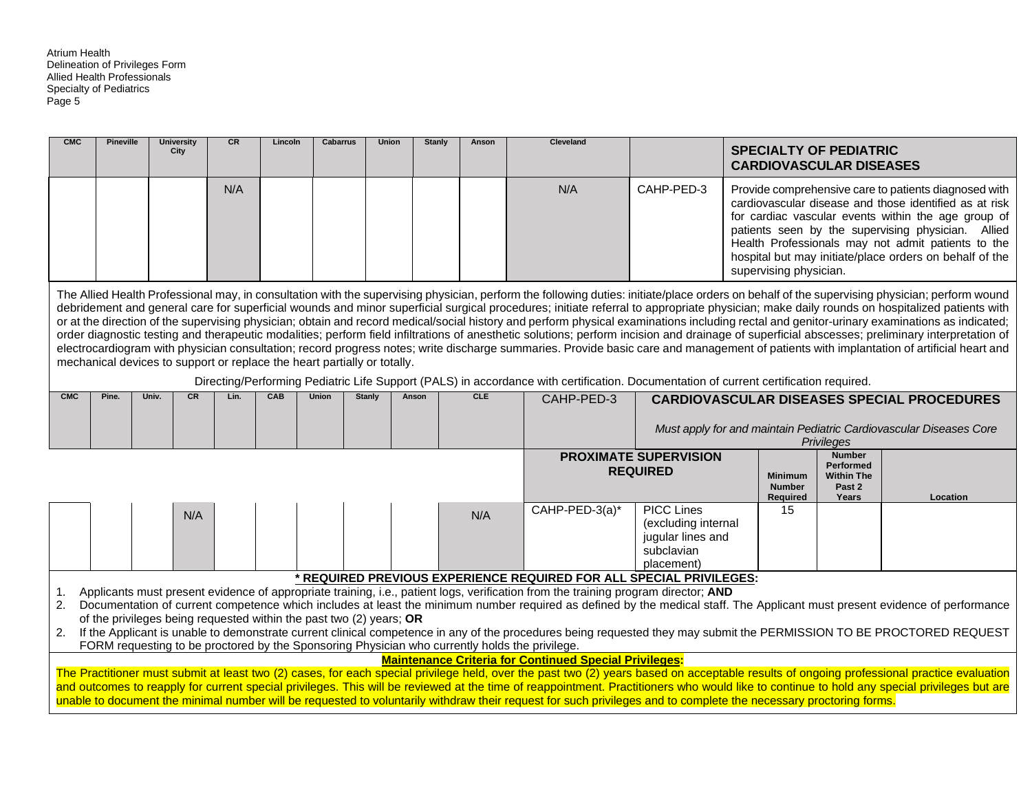| CMC | Pineville | University City | CR | Lincoln | Cabarrus | Union | Stanly | Anson | Cleveland | | **SPECIALTY OF PEDIATRIC CARDIOVASCULAR DISEASES** |
|---|---|---|---|---|---|---|---|---|---|---|---|
| | | | N/A | | | | | | N/A | CAHP-PED-3 | Provide comprehensive care to patients diagnosed with cardiovascular disease and those identified as at risk for cardiac vascular events within the age group of patients seen by the supervising physician. Allied Health Professionals may not admit patients to the hospital but may initiate/place orders on behalf of the supervising physician. |

The Allied Health Professional may, in consultation with the supervising physician, perform the following duties: initiate/place orders on behalf of the supervising physician; perform wound debridement and general care for superficial wounds and minor superficial surgical procedures; initiate referral to appropriate physician; make daily rounds on hospitalized patients with or at the direction of the supervising physician; obtain and record medical/social history and perform physical examinations including rectal and genitor-urinary examinations as indicated; order diagnostic testing and therapeutic modalities; perform field infiltrations of anesthetic solutions; perform incision and drainage of superficial abscesses; preliminary interpretation of electrocardiogram with physician consultation; record progress notes; write discharge summaries. Provide basic care and management of patients with implantation of artificial heart and mechanical devices to support or replace the heart partially or totally.

Directing/Performing Pediatric Life Support (PALS) in accordance with certification. Documentation of current certification required.

| CMC | Pine. | Univ. | CR | Lin. | CAB | Union | Stanly | Anson | CLE | CAHP-PED-3 | **CARDIOVASCULAR DISEASES SPECIAL PROCEDURES** *Must apply for and maintain Pediatric Cardiovascular Diseases Core Privileges* | | | |
|---|---|---|---|---|---|---|---|---|---|---|---|---|---|---|
| | | | | | | | | | | **PROXIMATE SUPERVISION REQUIRED** | | **Minimum Number Required** | **Number Performed Within The Past 2 Years** | **Location** |
| | | | N/A | | | | | | N/A | CAHP-PED-3(a)* | PICC Lines (excluding internal jugular lines and subclavian placement) | 15 | | |

**\* REQUIRED PREVIOUS EXPERIENCE REQUIRED FOR ALL SPECIAL PRIVILEGES:**

1. Applicants must present evidence of appropriate training, i.e., patient logs, verification from the training program director; **AND**
2. Documentation of current competence which includes at least the minimum number required as defined by the medical staff. The Applicant must present evidence of performance of the privileges being requested within the past two (2) years; **OR**
2. If the Applicant is unable to demonstrate current clinical competence in any of the procedures being requested they may submit the PERMISSION TO BE PROCTORED REQUEST FORM requesting to be proctored by the Sponsoring Physician who currently holds the privilege.

**Maintenance Criteria for Continued Special Privileges:**

The Practitioner must submit at least two (2) cases, for each special privilege held, over the past two (2) years based on acceptable results of ongoing professional practice evaluation and outcomes to reapply for current special privileges. This will be reviewed at the time of reappointment. Practitioners who would like to continue to hold any special privileges but are unable to document the minimal number will be requested to voluntarily withdraw their request for such privileges and to complete the necessary proctoring forms.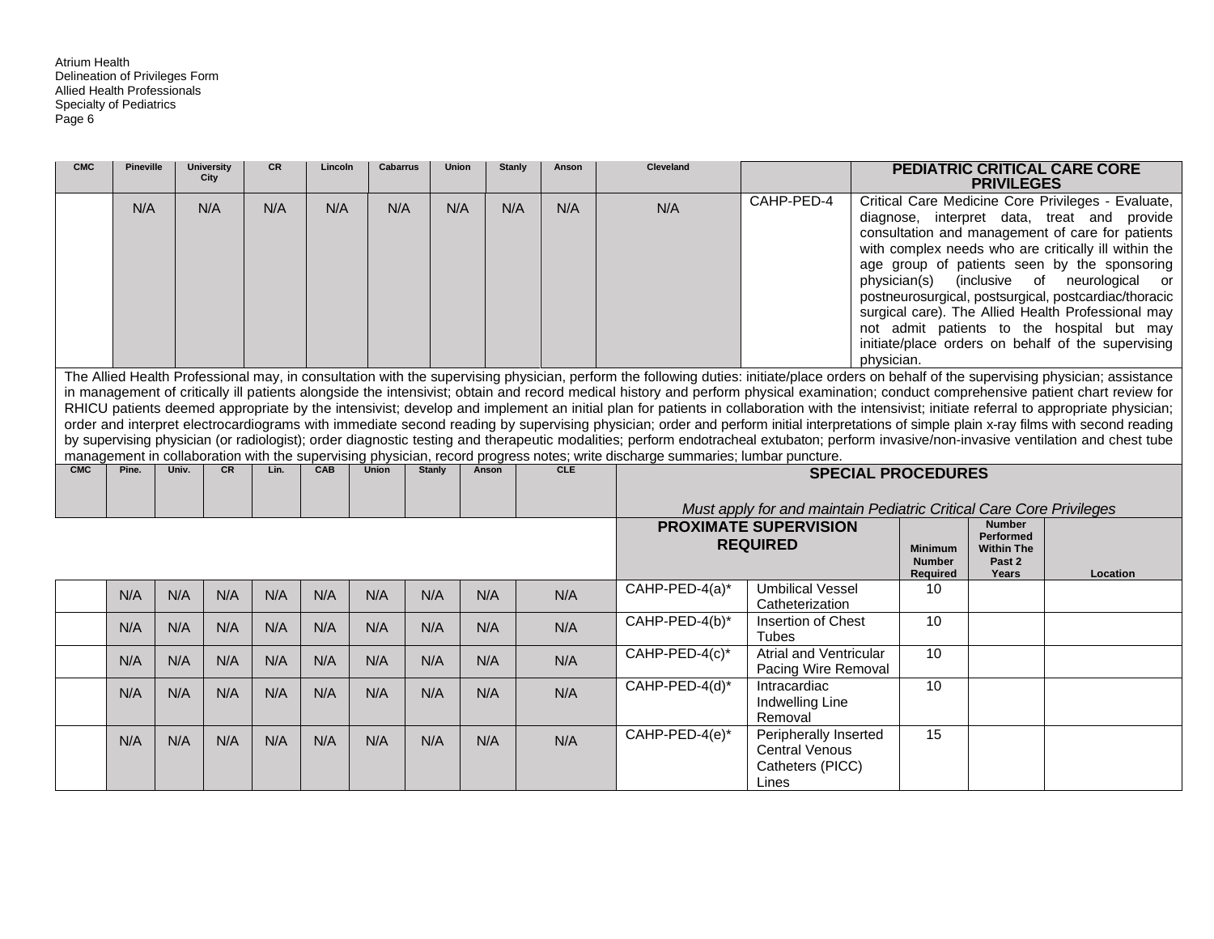| CMC | Pineville | University City | CR | Lincoln | Cabarrus | Union | Stanly | Anson | Cleveland | | PEDIATRIC CRITICAL CARE CORE PRIVILEGES |
|---|---|---|---|---|---|---|---|---|---|---|---|
| | N/A | N/A | N/A | N/A | N/A | N/A | N/A | N/A | N/A | CAHP-PED-4 | Critical Care Medicine Core Privileges - Evaluate, diagnose, interpret data, treat and provide consultation and management of care for patients with complex needs who are critically ill within the age group of patients seen by the sponsoring physician(s) (inclusive of neurological or postneurosurgical, postsurgical, postcardiac/thoracic surgical care). The Allied Health Professional may not admit patients to the hospital but may initiate/place orders on behalf of the supervising physician. |

The Allied Health Professional may, in consultation with the supervising physician, perform the following duties: initiate/place orders on behalf of the supervising physician; assistance in management of critically ill patients alongside the intensivist; obtain and record medical history and perform physical examination; conduct comprehensive patient chart review for RHICU patients deemed appropriate by the intensivist; develop and implement an initial plan for patients in collaboration with the intensivist; initiate referral to appropriate physician; order and interpret electrocardiograms with immediate second reading by supervising physician; order and perform initial interpretations of simple plain x-ray films with second reading by supervising physician (or radiologist); order diagnostic testing and therapeutic modalities; perform endotracheal extubaton; perform invasive/non-invasive ventilation and chest tube management in collaboration with the supervising physician, record progress notes; write discharge summaries; lumbar puncture.

| CMC | Pine. | Univ. | CR | Lin. | CAB | Union | Stanly | Anson | CLE | SPECIAL PROCEDURES<br><br>*Must apply for and maintain Pediatric Critical Care Core Privileges* | | | | |
|---|---|---|---|---|---|---|---|---|---|---|---|---|---|---|
| | | | | | | | | | | PROXIMATE SUPERVISION REQUIRED | | Minimum Number Required | Number Performed Within The Past 2 Years | Location |
| | N/A | N/A | N/A | N/A | N/A | N/A | N/A | N/A | N/A | CAHP-PED-4(a)* | Umbilical Vessel Catheterization | 10 | | |
| | N/A | N/A | N/A | N/A | N/A | N/A | N/A | N/A | N/A | CAHP-PED-4(b)* | Insertion of Chest Tubes | 10 | | |
| | N/A | N/A | N/A | N/A | N/A | N/A | N/A | N/A | N/A | CAHP-PED-4(c)* | Atrial and Ventricular Pacing Wire Removal | 10 | | |
| | N/A | N/A | N/A | N/A | N/A | N/A | N/A | N/A | N/A | CAHP-PED-4(d)* | Intracardiac Indwelling Line Removal | 10 | | |
| | N/A | N/A | N/A | N/A | N/A | N/A | N/A | N/A | N/A | CAHP-PED-4(e)* | Peripherally Inserted Central Venous Catheters (PICC) Lines | 15 | | |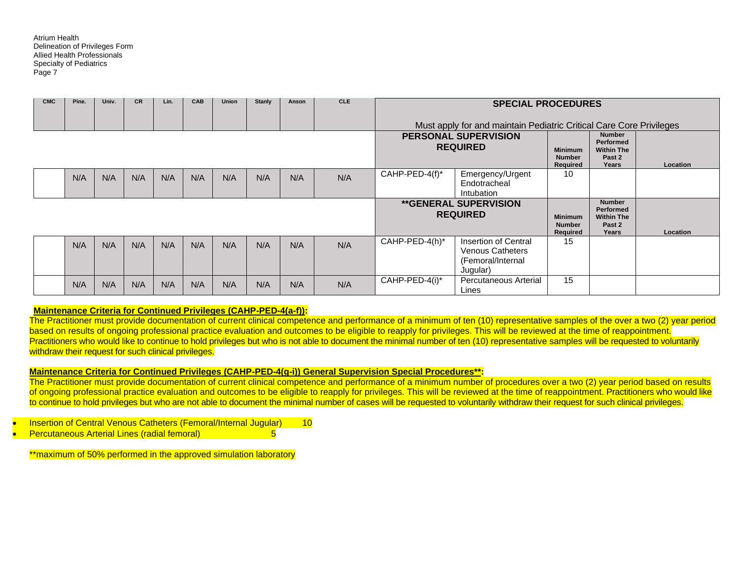| CMC | Pine. | Univ. | CR | Lin. | CAB | Union | Stanly | Anson | CLE | SPECIAL PROCEDURES<br><br>Must apply for and maintain Pediatric Critical Care Core Privileges | | | | |
|---|---|---|---|---|---|---|---|---|---|---|---|---|---|---|
| | | | | | | | | | | **PERSONAL SUPERVISION REQUIRED** | | **Minimum Number Required** | **Number Performed Within The Past 2 Years** | **Location** |
| | N/A | N/A | N/A | N/A | N/A | N/A | N/A | N/A | N/A | CAHP-PED-4(f)* | Emergency/Urgent Endotracheal Intubation | 10 | | |
| | | | | | | | | | | **\*\*GENERAL SUPERVISION REQUIRED** | | **Minimum Number Required** | **Number Performed Within The Past 2 Years** | **Location** |
| | N/A | N/A | N/A | N/A | N/A | N/A | N/A | N/A | N/A | CAHP-PED-4(h)* | Insertion of Central Venous Catheters (Femoral/Internal Jugular) | 15 | | |
| | N/A | N/A | N/A | N/A | N/A | N/A | N/A | N/A | N/A | CAHP-PED-4(i)* | Percutaneous Arterial Lines | 15 | | |

**Maintenance Criteria for Continued Privileges (CAHP-PED-4(a-f)):**

The Practitioner must provide documentation of current clinical competence and performance of a minimum of ten (10) representative samples of the over a two (2) year period based on results of ongoing professional practice evaluation and outcomes to be eligible to reapply for privileges. This will be reviewed at the time of reappointment. Practitioners who would like to continue to hold privileges but who is not able to document the minimal number of ten (10) representative samples will be requested to voluntarily withdraw their request for such clinical privileges.

**Maintenance Criteria for Continued Privileges (CAHP-PED-4(g-i)) General Supervision Special Procedures\*\*:**

The Practitioner must provide documentation of current clinical competence and performance of a minimum number of procedures over a two (2) year period based on results of ongoing professional practice evaluation and outcomes to be eligible to reapply for privileges. This will be reviewed at the time of reappointment. Practitioners who would like to continue to hold privileges but who are not able to document the minimal number of cases will be requested to voluntarily withdraw their request for such clinical privileges.

- Insertion of Central Venous Catheters (Femoral/Internal Jugular) 10
- Percutaneous Arterial Lines (radial femoral) 5

\*\*maximum of 50% performed in the approved simulation laboratory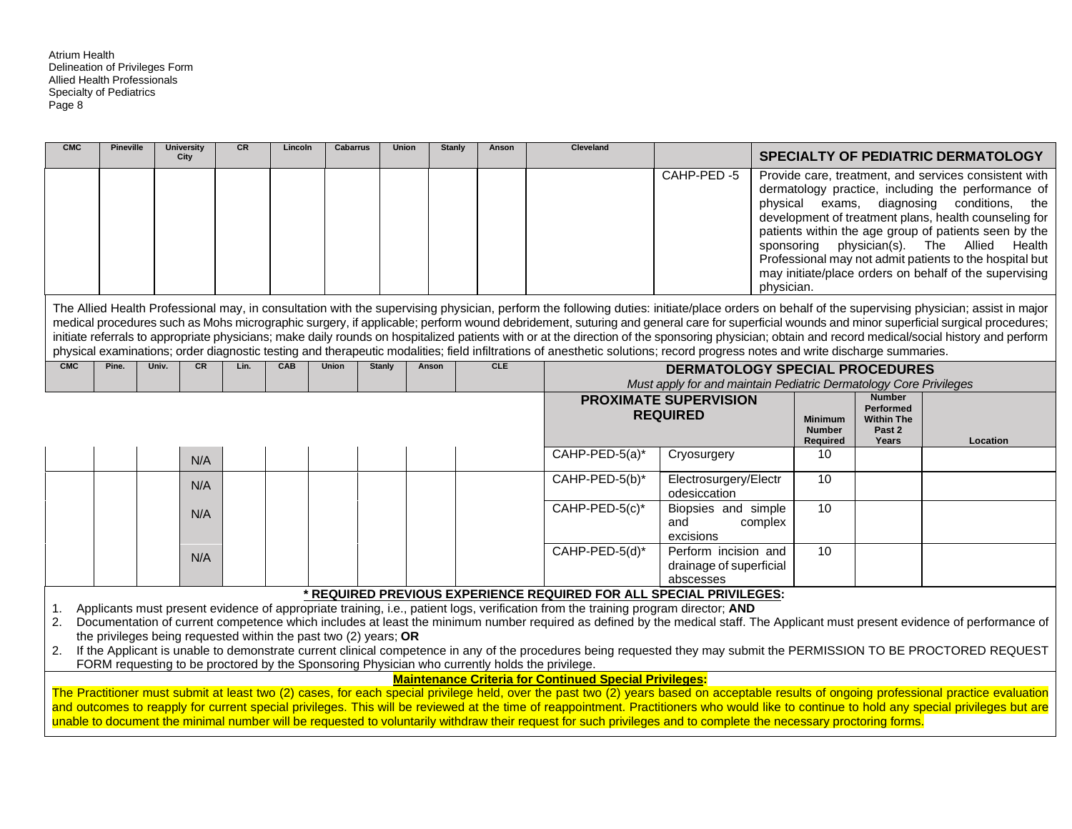| CMC | Pineville | University City | CR | Lincoln | Cabarrus | Union | Stanly | Anson | Cleveland | | SPECIALTY OF PEDIATRIC DERMATOLOGY |
|---|---|---|---|---|---|---|---|---|---|---|---|
| | | | | | | | | | | CAHP-PED -5 | Provide care, treatment, and services consistent with dermatology practice, including the performance of physical exams, diagnosing conditions, the development of treatment plans, health counseling for patients within the age group of patients seen by the sponsoring physician(s). The Allied Health Professional may not admit patients to the hospital but may initiate/place orders on behalf of the supervising physician. |

The Allied Health Professional may, in consultation with the supervising physician, perform the following duties: initiate/place orders on behalf of the supervising physician; assist in major medical procedures such as Mohs micrographic surgery, if applicable; perform wound debridement, suturing and general care for superficial wounds and minor superficial surgical procedures; initiate referrals to appropriate physicians; make daily rounds on hospitalized patients with or at the direction of the sponsoring physician; obtain and record medical/social history and perform physical examinations; order diagnostic testing and therapeutic modalities; field infiltrations of anesthetic solutions; record progress notes and write discharge summaries.

| CMC | Pine. | Univ. | CR | Lin. | CAB | Union | Stanly | Anson | CLE | DERMATOLOGY SPECIAL PROCEDURES *Must apply for and maintain Pediatric Dermatology Core Privileges* | | | | |
|---|---|---|---|---|---|---|---|---|---|---|---|---|---|---|
| | | | | | | | | | | PROXIMATE SUPERVISION REQUIRED | | Minimum Number Required | Number Performed Within The Past 2 Years | Location |
| | | | N/A | | | | | | | CAHP-PED-5(a)* | Cryosurgery | 10 | | |
| | | | N/A | | | | | | | CAHP-PED-5(b)* | Electrosurgery/Electrodesiccation | 10 | | |
| | | | N/A | | | | | | | CAHP-PED-5(c)* | Biopsies and simple and complex excisions | 10 | | |
| | | | N/A | | | | | | | CAHP-PED-5(d)* | Perform incision and drainage of superficial abscesses | 10 | | |

**\* REQUIRED PREVIOUS EXPERIENCE REQUIRED FOR ALL SPECIAL PRIVILEGES:**

1. Applicants must present evidence of appropriate training, i.e., patient logs, verification from the training program director; **AND**
2. Documentation of current competence which includes at least the minimum number required as defined by the medical staff. The Applicant must present evidence of performance of the privileges being requested within the past two (2) years; **OR**
2. If the Applicant is unable to demonstrate current clinical competence in any of the procedures being requested they may submit the PERMISSION TO BE PROCTORED REQUEST FORM requesting to be proctored by the Sponsoring Physician who currently holds the privilege.

**Maintenance Criteria for Continued Special Privileges:**

The Practitioner must submit at least two (2) cases, for each special privilege held, over the past two (2) years based on acceptable results of ongoing professional practice evaluation and outcomes to reapply for current special privileges. This will be reviewed at the time of reappointment. Practitioners who would like to continue to hold any special privileges but are unable to document the minimal number will be requested to voluntarily withdraw their request for such privileges and to complete the necessary proctoring forms.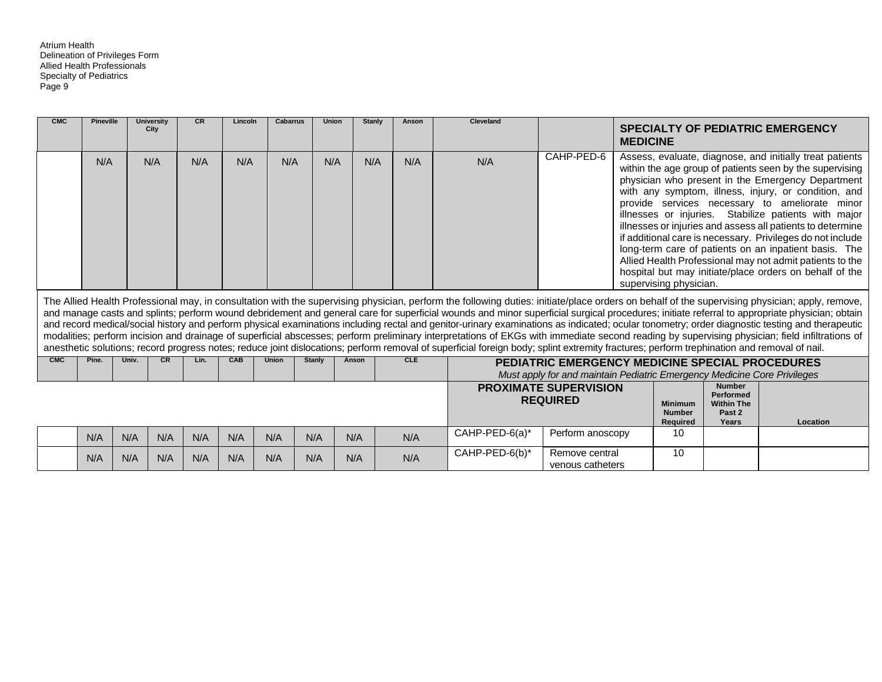| CMC | Pineville | University City | CR | Lincoln | Cabarrus | Union | Stanly | Anson | Cleveland | | **SPECIALTY OF PEDIATRIC EMERGENCY MEDICINE** |
|---|---|---|---|---|---|---|---|---|---|---|---|
| | N/A | N/A | N/A | N/A | N/A | N/A | N/A | N/A | N/A | CAHP-PED-6 | Assess, evaluate, diagnose, and initially treat patients within the age group of patients seen by the supervising physician who present in the Emergency Department with any symptom, illness, injury, or condition, and provide services necessary to ameliorate minor illnesses or injuries. Stabilize patients with major illnesses or injuries and assess all patients to determine if additional care is necessary. Privileges do not include long-term care of patients on an inpatient basis. The Allied Health Professional may not admit patients to the hospital but may initiate/place orders on behalf of the supervising physician. |

The Allied Health Professional may, in consultation with the supervising physician, perform the following duties: initiate/place orders on behalf of the supervising physician; apply, remove, and manage casts and splints; perform wound debridement and general care for superficial wounds and minor superficial surgical procedures; initiate referral to appropriate physician; obtain and record medical/social history and perform physical examinations including rectal and genitor-urinary examinations as indicated; ocular tonometry; order diagnostic testing and therapeutic modalities; perform incision and drainage of superficial abscesses; perform preliminary interpretations of EKGs with immediate second reading by supervising physician; field infiltrations of anesthetic solutions; record progress notes; reduce joint dislocations; perform removal of superficial foreign body; splint extremity fractures; perform trephination and removal of nail.

| CMC | Pine. | Univ. | CR | Lin. | CAB | Union | Stanly | Anson | CLE | **PEDIATRIC EMERGENCY MEDICINE SPECIAL PROCEDURES** *Must apply for and maintain Pediatric Emergency Medicine Core Privileges* | | | | |
|---|---|---|---|---|---|---|---|---|---|---|---|---|---|---|
| | | | | | | | | | | **PROXIMATE SUPERVISION REQUIRED** | | **Minimum Number Required** | **Number Performed Within The Past 2 Years** | **Location** |
| | N/A | N/A | N/A | N/A | N/A | N/A | N/A | N/A | N/A | CAHP-PED-6(a)* | Perform anoscopy | 10 | | |
| | N/A | N/A | N/A | N/A | N/A | N/A | N/A | N/A | N/A | CAHP-PED-6(b)* | Remove central venous catheters | 10 | | |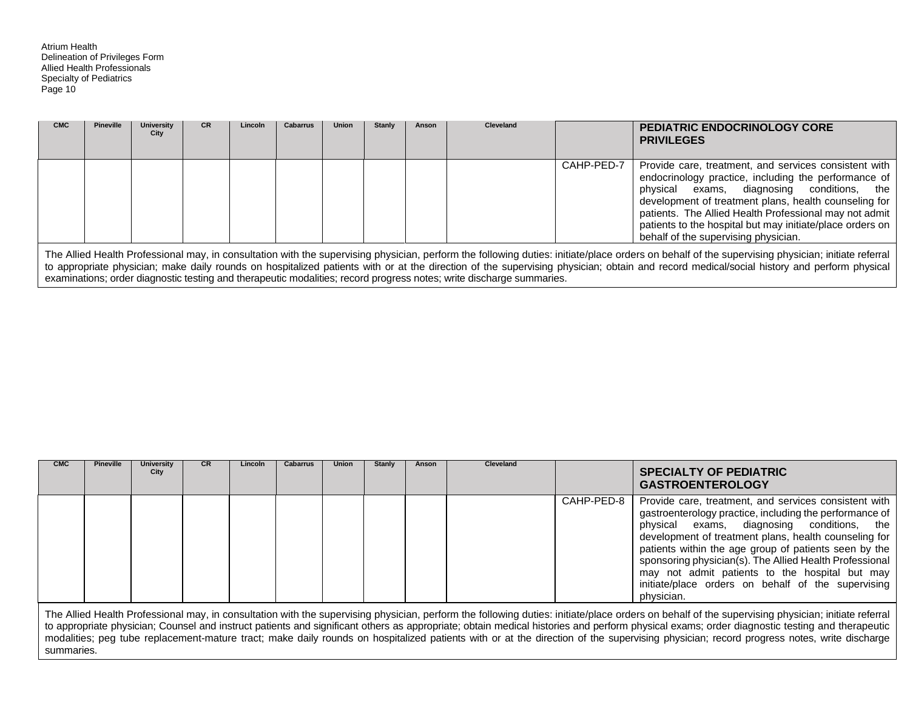| CMC | Pineville | University City | CR | Lincoln | Cabarrus | Union | Stanly | Anson | Cleveland | | **PEDIATRIC ENDOCRINOLOGY CORE PRIVILEGES** |
|---|---|---|---|---|---|---|---|---|---|---|---|
| | | | | | | | | | | CAHP-PED-7 | Provide care, treatment, and services consistent with endocrinology practice, including the performance of physical exams, diagnosing conditions, the development of treatment plans, health counseling for patients. The Allied Health Professional may not admit patients to the hospital but may initiate/place orders on behalf of the supervising physician. |

The Allied Health Professional may, in consultation with the supervising physician, perform the following duties: initiate/place orders on behalf of the supervising physician; initiate referral to appropriate physician; make daily rounds on hospitalized patients with or at the direction of the supervising physician; obtain and record medical/social history and perform physical examinations; order diagnostic testing and therapeutic modalities; record progress notes; write discharge summaries.

| CMC | Pineville | University City | CR | Lincoln | Cabarrus | Union | Stanly | Anson | Cleveland | | **SPECIALTY OF PEDIATRIC GASTROENTEROLOGY** |
|---|---|---|---|---|---|---|---|---|---|---|---|
| | | | | | | | | | | CAHP-PED-8 | Provide care, treatment, and services consistent with gastroenterology practice, including the performance of physical exams, diagnosing conditions, the development of treatment plans, health counseling for patients within the age group of patients seen by the sponsoring physician(s). The Allied Health Professional may not admit patients to the hospital but may initiate/place orders on behalf of the supervising physician. |

The Allied Health Professional may, in consultation with the supervising physician, perform the following duties: initiate/place orders on behalf of the supervising physician; initiate referral to appropriate physician; Counsel and instruct patients and significant others as appropriate; obtain medical histories and perform physical exams; order diagnostic testing and therapeutic modalities; peg tube replacement-mature tract; make daily rounds on hospitalized patients with or at the direction of the supervising physician; record progress notes, write discharge summaries.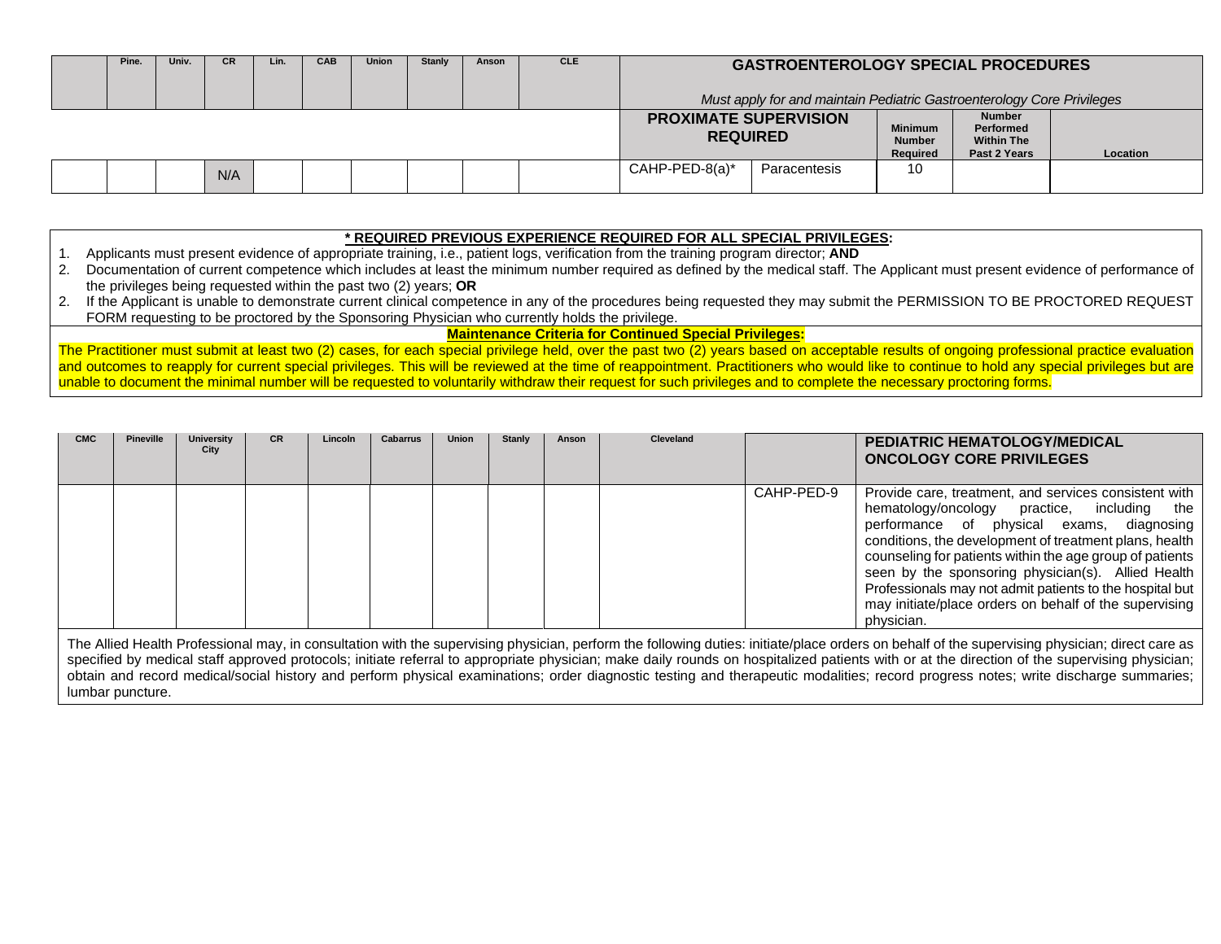| | Pine. | Univ. | CR | Lin. | CAB | Union | Stanly | Anson | CLE | **GASTROENTEROLOGY SPECIAL PROCEDURES**<br><br>*Must apply for and maintain Pediatric Gastroenterology Core Privileges* | | | | |
|---|---|---|---|---|---|---|---|---|---|---|---|---|---|---|
| | | | | | | | | | | **PROXIMATE SUPERVISION REQUIRED** | | **Minimum Number Required** | **Number Performed Within The Past 2 Years** | **Location** |
| | | | N/A | | | | | | | CAHP-PED-8(a)* | Paracentesis | 10 | | |

**\* REQUIRED PREVIOUS EXPERIENCE REQUIRED FOR ALL SPECIAL PRIVILEGES:**

1. Applicants must present evidence of appropriate training, i.e., patient logs, verification from the training program director; **AND**
2. Documentation of current competence which includes at least the minimum number required as defined by the medical staff. The Applicant must present evidence of performance of the privileges being requested within the past two (2) years; **OR**
2. If the Applicant is unable to demonstrate current clinical competence in any of the procedures being requested they may submit the PERMISSION TO BE PROCTORED REQUEST FORM requesting to be proctored by the Sponsoring Physician who currently holds the privilege.

**Maintenance Criteria for Continued Special Privileges:**

The Practitioner must submit at least two (2) cases, for each special privilege held, over the past two (2) years based on acceptable results of ongoing professional practice evaluation and outcomes to reapply for current special privileges. This will be reviewed at the time of reappointment. Practitioners who would like to continue to hold any special privileges but are unable to document the minimal number will be requested to voluntarily withdraw their request for such privileges and to complete the necessary proctoring forms.

| CMC | Pineville | University City | CR | Lincoln | Cabarrus | Union | Stanly | Anson | Cleveland | | **PEDIATRIC HEMATOLOGY/MEDICAL ONCOLOGY CORE PRIVILEGES** |
|---|---|---|---|---|---|---|---|---|---|---|---|
| | | | | | | | | | | CAHP-PED-9 | Provide care, treatment, and services consistent with hematology/oncology practice, including the performance of physical exams, diagnosing conditions, the development of treatment plans, health counseling for patients within the age group of patients seen by the sponsoring physician(s). Allied Health Professionals may not admit patients to the hospital but may initiate/place orders on behalf of the supervising physician. |

The Allied Health Professional may, in consultation with the supervising physician, perform the following duties: initiate/place orders on behalf of the supervising physician; direct care as specified by medical staff approved protocols; initiate referral to appropriate physician; make daily rounds on hospitalized patients with or at the direction of the supervising physician; obtain and record medical/social history and perform physical examinations; order diagnostic testing and therapeutic modalities; record progress notes; write discharge summaries; lumbar puncture.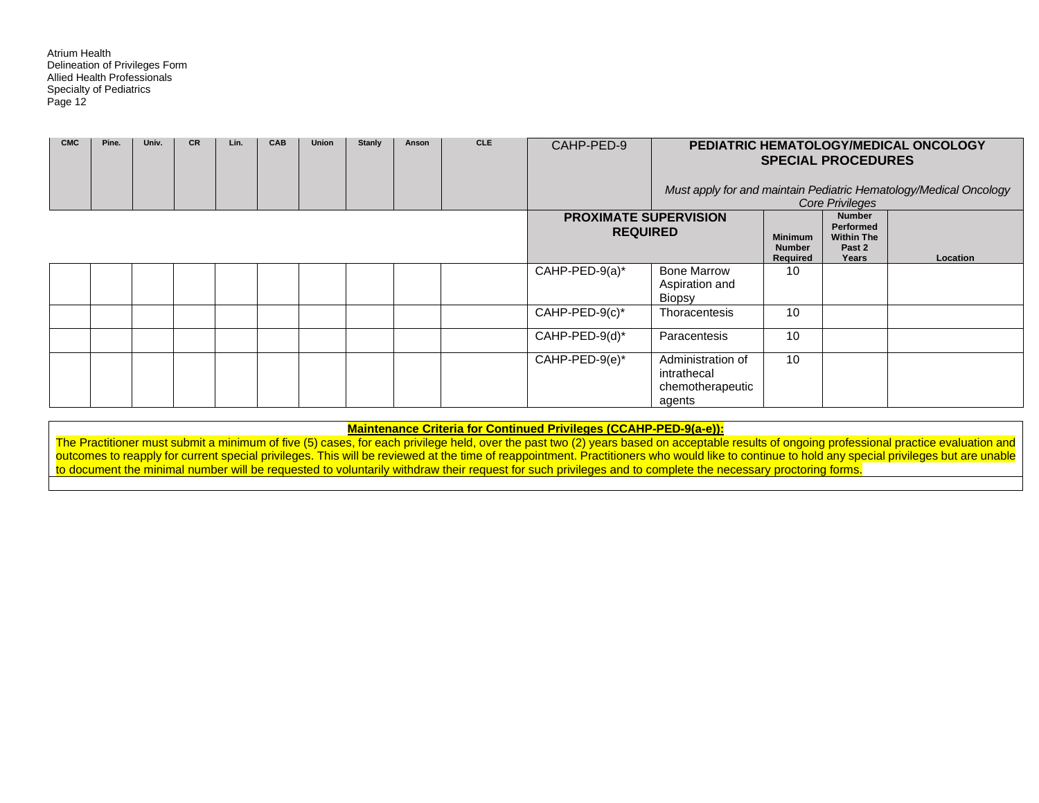| CMC | Pine. | Univ. | CR | Lin. | CAB | Union | Stanly | Anson | CLE | CAHP-PED-9 | **PEDIATRIC HEMATOLOGY/MEDICAL ONCOLOGY SPECIAL PROCEDURES** *Must apply for and maintain Pediatric Hematology/Medical Oncology Core Privileges* | | | |
|---|---|---|---|---|---|---|---|---|---|---|---|---|---|---|
| | | | | | | | | | | **PROXIMATE SUPERVISION REQUIRED** | | **Minimum Number Required** | **Number Performed Within The Past 2 Years** | **Location** |
| | | | | | | | | | | CAHP-PED-9(a)* | Bone Marrow Aspiration and Biopsy | 10 | | |
| | | | | | | | | | | CAHP-PED-9(c)* | Thoracentesis | 10 | | |
| | | | | | | | | | | CAHP-PED-9(d)* | Paracentesis | 10 | | |
| | | | | | | | | | | CAHP-PED-9(e)* | Administration of intrathecal chemotherapeutic agents | 10 | | |

**Maintenance Criteria for Continued Privileges (CCAHP-PED-9(a-e)):**

The Practitioner must submit a minimum of five (5) cases, for each privilege held, over the past two (2) years based on acceptable results of ongoing professional practice evaluation and outcomes to reapply for current special privileges. This will be reviewed at the time of reappointment. Practitioners who would like to continue to hold any special privileges but are unable to document the minimal number will be requested to voluntarily withdraw their request for such privileges and to complete the necessary proctoring forms.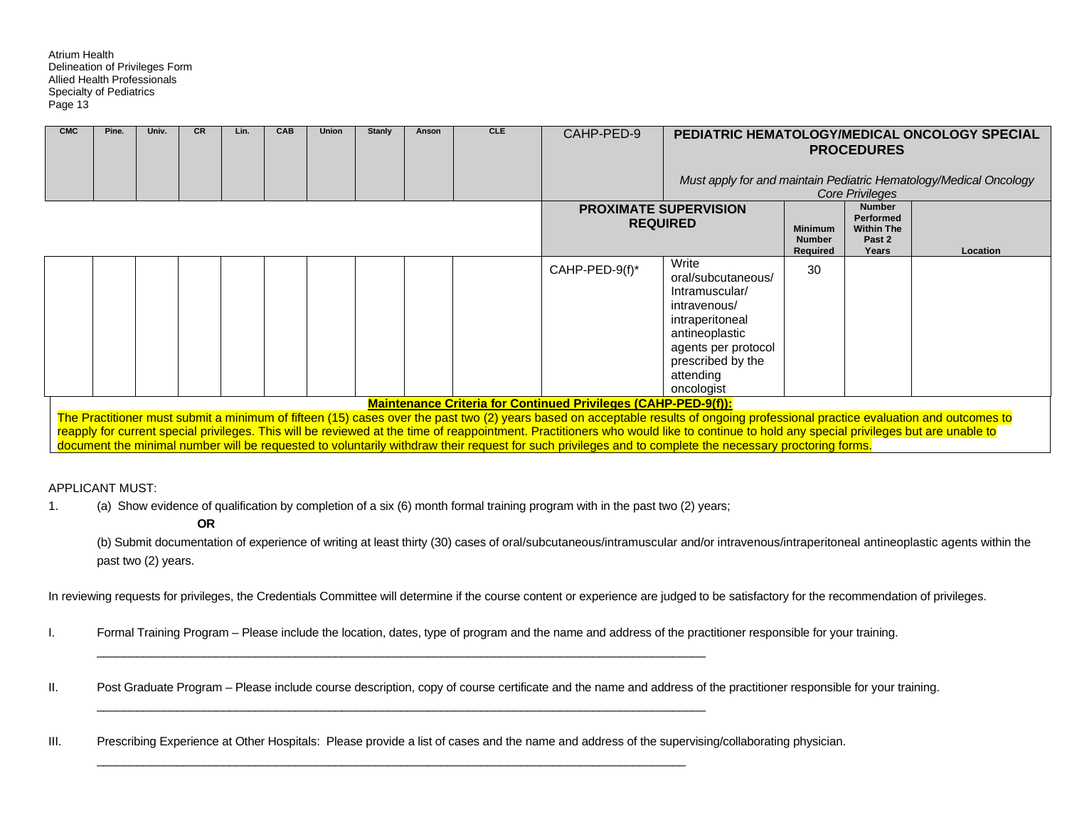| CMC | Pine. | Univ. | CR | Lin. | CAB | Union | Stanly | Anson | CLE | CAHP-PED-9 | **PEDIATRIC HEMATOLOGY/MEDICAL ONCOLOGY SPECIAL PROCEDURES**<br><br>*Must apply for and maintain Pediatric Hematology/Medical Oncology Core Privileges* | | | |
|---|---|---|---|---|---|---|---|---|---|---|---|---|---|---|
| | | | | | | | | | | **PROXIMATE SUPERVISION REQUIRED** | | **Minimum Number Required** | **Number Performed Within The Past 2 Years** | **Location** |
| | | | | | | | | | | CAHP-PED-9(f)* | Write oral/subcutaneous/ Intramuscular/ intravenous/ intraperitoneal antineoplastic agents per protocol prescribed by the attending oncologist | 30 | | |

**Maintenance Criteria for Continued Privileges (CAHP-PED-9(f)):**

The Practitioner must submit a minimum of fifteen (15) cases over the past two (2) years based on acceptable results of ongoing professional practice evaluation and outcomes to reapply for current special privileges. This will be reviewed at the time of reappointment. Practitioners who would like to continue to hold any special privileges but are unable to document the minimal number will be requested to voluntarily withdraw their request for such privileges and to complete the necessary proctoring forms.

APPLICANT MUST:

1. (a) Show evidence of qualification by completion of a six (6) month formal training program with in the past two (2) years;

   **OR**

   (b) Submit documentation of experience of writing at least thirty (30) cases of oral/subcutaneous/intramuscular and/or intravenous/intraperitoneal antineoplastic agents within the past two (2) years.

In reviewing requests for privileges, the Credentials Committee will determine if the course content or experience are judged to be satisfactory for the recommendation of privileges.

I. Formal Training Program – Please include the location, dates, type of program and the name and address of the practitioner responsible for your training.

______________________________________________________________________________________________

II. Post Graduate Program – Please include course description, copy of course certificate and the name and address of the practitioner responsible for your training.

______________________________________________________________________________________________

III. Prescribing Experience at Other Hospitals: Please provide a list of cases and the name and address of the supervising/collaborating physician.

______________________________________________________________________________________________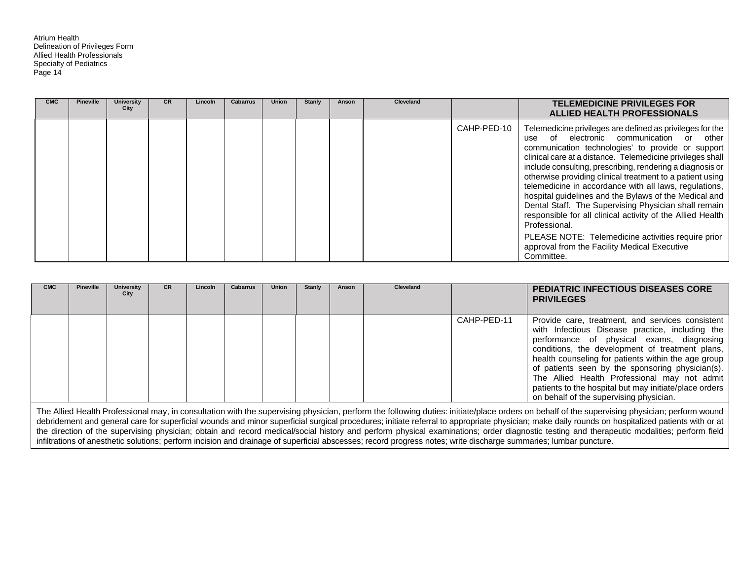Atrium Health
Delineation of Privileges Form
Allied Health Professionals
Specialty of Pediatrics

| CMC | Pineville | University City | CR | Lincoln | Cabarrus | Union | Stanly | Anson | Cleveland | | TELEMEDICINE PRIVILEGES FOR ALLIED HEALTH PROFESSIONALS |
|---|---|---|---|---|---|---|---|---|---|---|---|
| | | | | | | | | | | CAHP-PED-10 | Telemedicine privileges are defined as privileges for the use of electronic communication or other communication technologies' to provide or support clinical care at a distance. Telemedicine privileges shall include consulting, prescribing, rendering a diagnosis or otherwise providing clinical treatment to a patient using telemedicine in accordance with all laws, regulations, hospital guidelines and the Bylaws of the Medical and Dental Staff. The Supervising Physician shall remain responsible for all clinical activity of the Allied Health Professional.<br>PLEASE NOTE: Telemedicine activities require prior approval from the Facility Medical Executive Committee. |

| CMC | Pineville | University City | CR | Lincoln | Cabarrus | Union | Stanly | Anson | Cleveland | | PEDIATRIC INFECTIOUS DISEASES CORE PRIVILEGES |
|---|---|---|---|---|---|---|---|---|---|---|---|
| | | | | | | | | | | CAHP-PED-11 | Provide care, treatment, and services consistent with Infectious Disease practice, including the performance of physical exams, diagnosing conditions, the development of treatment plans, health counseling for patients within the age group of patients seen by the sponsoring physician(s). The Allied Health Professional may not admit patients to the hospital but may initiate/place orders on behalf of the supervising physician. |

The Allied Health Professional may, in consultation with the supervising physician, perform the following duties: initiate/place orders on behalf of the supervising physician; perform wound debridement and general care for superficial wounds and minor superficial surgical procedures; initiate referral to appropriate physician; make daily rounds on hospitalized patients with or at the direction of the supervising physician; obtain and record medical/social history and perform physical examinations; order diagnostic testing and therapeutic modalities; perform field infiltrations of anesthetic solutions; perform incision and drainage of superficial abscesses; record progress notes; write discharge summaries; lumbar puncture.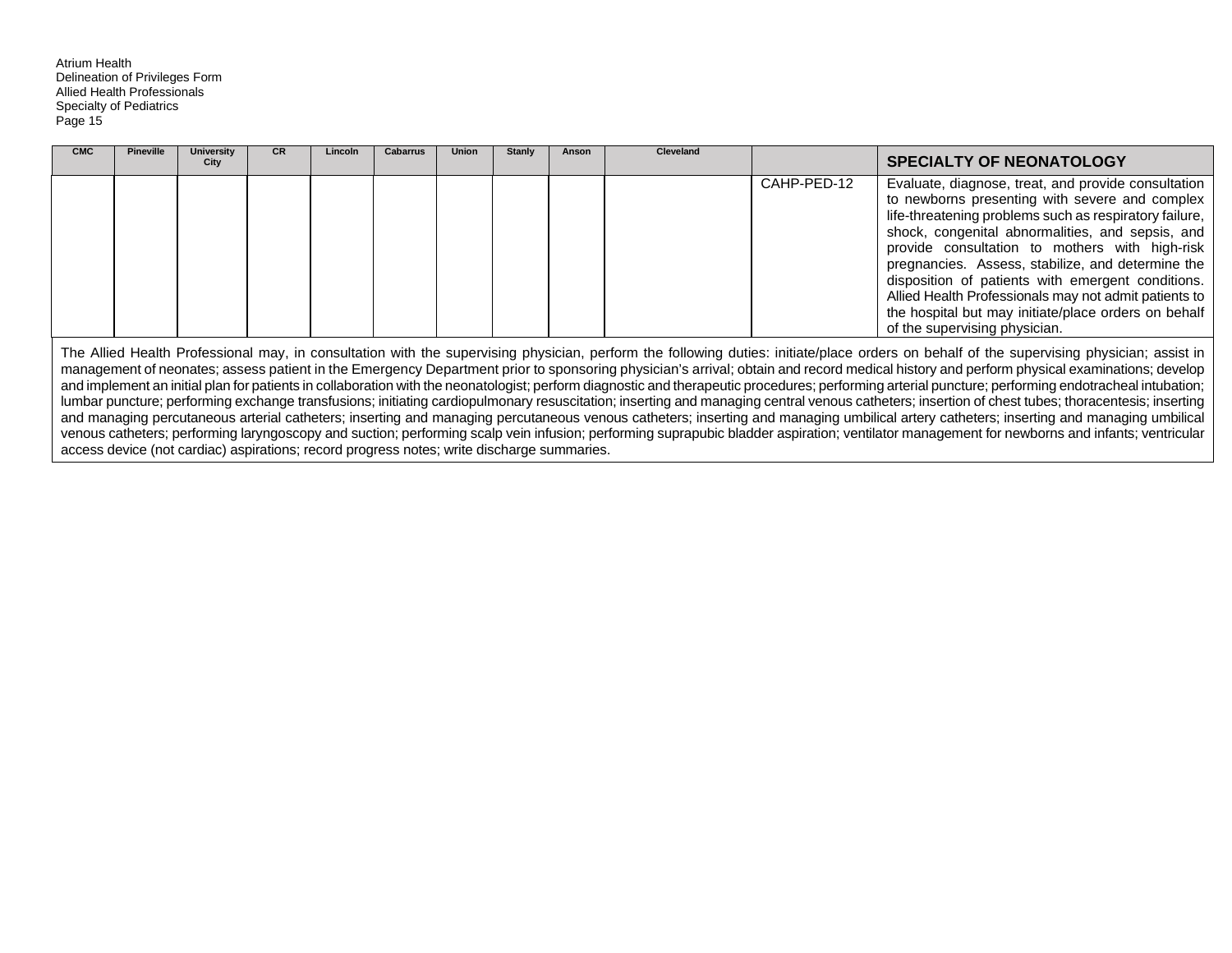| CMC | Pineville | University City | CR | Lincoln | Cabarrus | Union | Stanly | Anson | Cleveland | | **SPECIALTY OF NEONATOLOGY** |
|---|---|---|---|---|---|---|---|---|---|---|---|
| | | | | | | | | | | CAHP-PED-12 | Evaluate, diagnose, treat, and provide consultation to newborns presenting with severe and complex life-threatening problems such as respiratory failure, shock, congenital abnormalities, and sepsis, and provide consultation to mothers with high-risk pregnancies. Assess, stabilize, and determine the disposition of patients with emergent conditions. Allied Health Professionals may not admit patients to the hospital but may initiate/place orders on behalf of the supervising physician. |

The Allied Health Professional may, in consultation with the supervising physician, perform the following duties: initiate/place orders on behalf of the supervising physician; assist in management of neonates; assess patient in the Emergency Department prior to sponsoring physician's arrival; obtain and record medical history and perform physical examinations; develop and implement an initial plan for patients in collaboration with the neonatologist; perform diagnostic and therapeutic procedures; performing arterial puncture; performing endotracheal intubation; lumbar puncture; performing exchange transfusions; initiating cardiopulmonary resuscitation; inserting and managing central venous catheters; insertion of chest tubes; thoracentesis; inserting and managing percutaneous arterial catheters; inserting and managing percutaneous venous catheters; inserting and managing umbilical artery catheters; inserting and managing umbilical venous catheters; performing laryngoscopy and suction; performing scalp vein infusion; performing suprapubic bladder aspiration; ventilator management for newborns and infants; ventricular access device (not cardiac) aspirations; record progress notes; write discharge summaries.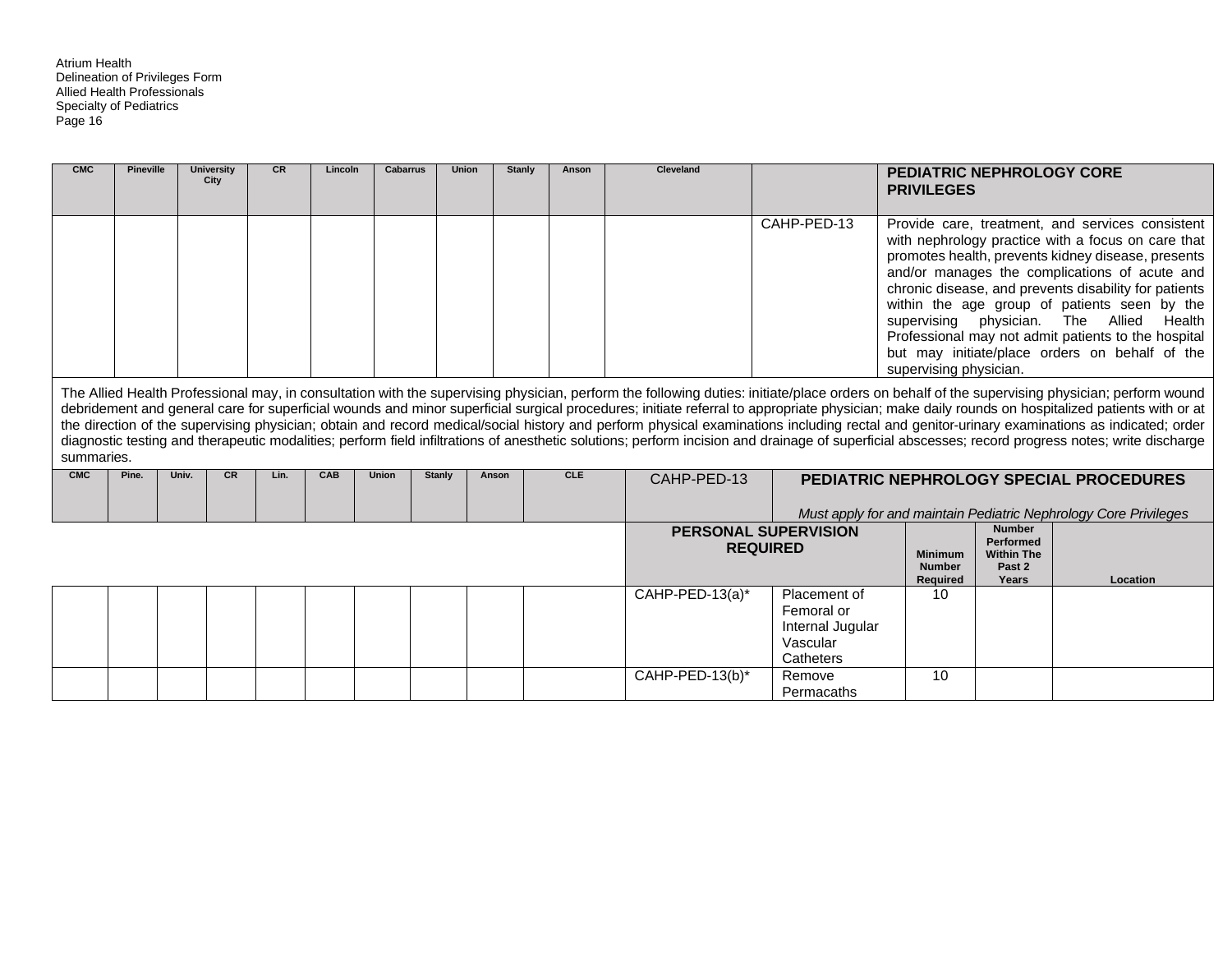| CMC | Pineville | University City | CR | Lincoln | Cabarrus | Union | Stanly | Anson | Cleveland | | **PEDIATRIC NEPHROLOGY CORE PRIVILEGES** |
|---|---|---|---|---|---|---|---|---|---|---|---|
| | | | | | | | | | | CAHP-PED-13 | Provide care, treatment, and services consistent with nephrology practice with a focus on care that promotes health, prevents kidney disease, presents and/or manages the complications of acute and chronic disease, and prevents disability for patients within the age group of patients seen by the supervising physician. The Allied Health Professional may not admit patients to the hospital but may initiate/place orders on behalf of the supervising physician. |

The Allied Health Professional may, in consultation with the supervising physician, perform the following duties: initiate/place orders on behalf of the supervising physician; perform wound debridement and general care for superficial wounds and minor superficial surgical procedures; initiate referral to appropriate physician; make daily rounds on hospitalized patients with or at the direction of the supervising physician; obtain and record medical/social history and perform physical examinations including rectal and genitor-urinary examinations as indicated; order diagnostic testing and therapeutic modalities; perform field infiltrations of anesthetic solutions; perform incision and drainage of superficial abscesses; record progress notes; write discharge summaries.

| CMC | Pine. | Univ. | CR | Lin. | CAB | Union | Stanly | Anson | CLE | CAHP-PED-13 | **PEDIATRIC NEPHROLOGY SPECIAL PROCEDURES** *Must apply for and maintain Pediatric Nephrology Core Privileges* | | | |
|---|---|---|---|---|---|---|---|---|---|---|---|---|---|---|
| | | | | | | | | | | **PERSONAL SUPERVISION REQUIRED** | | **Minimum Number Required** | **Number Performed Within The Past 2 Years** | **Location** |
| | | | | | | | | | | CAHP-PED-13(a)* | Placement of Femoral or Internal Jugular Vascular Catheters | 10 | | |
| | | | | | | | | | | CAHP-PED-13(b)* | Remove Permacaths | 10 | | |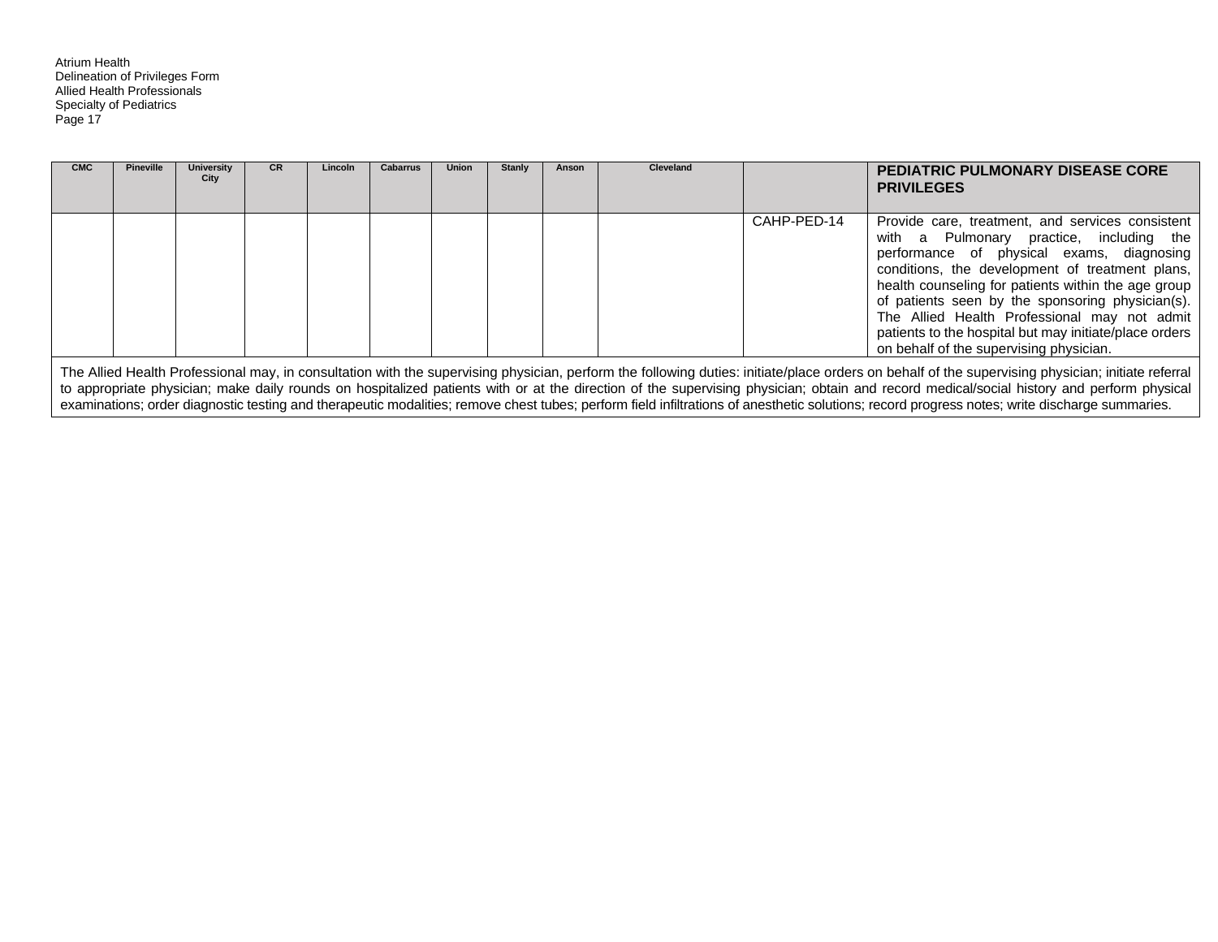Atrium Health
Delineation of Privileges Form
Allied Health Professionals
Specialty of Pediatrics

| CMC | Pineville | University City | CR | Lincoln | Cabarrus | Union | Stanly | Anson | Cleveland | | PEDIATRIC PULMONARY DISEASE CORE PRIVILEGES |
|---|---|---|---|---|---|---|---|---|---|---|---|
| | | | | | | | | | | CAHP-PED-14 | Provide care, treatment, and services consistent with a Pulmonary practice, including the performance of physical exams, diagnosing conditions, the development of treatment plans, health counseling for patients within the age group of patients seen by the sponsoring physician(s). The Allied Health Professional may not admit patients to the hospital but may initiate/place orders on behalf of the supervising physician. |
| The Allied Health Professional may, in consultation with the supervising physician, perform the following duties: initiate/place orders on behalf of the supervising physician; initiate referral to appropriate physician; make daily rounds on hospitalized patients with or at the direction of the supervising physician; obtain and record medical/social history and perform physical examinations; order diagnostic testing and therapeutic modalities; remove chest tubes; perform field infiltrations of anesthetic solutions; record progress notes; write discharge summaries. | | | | | | | | | | | |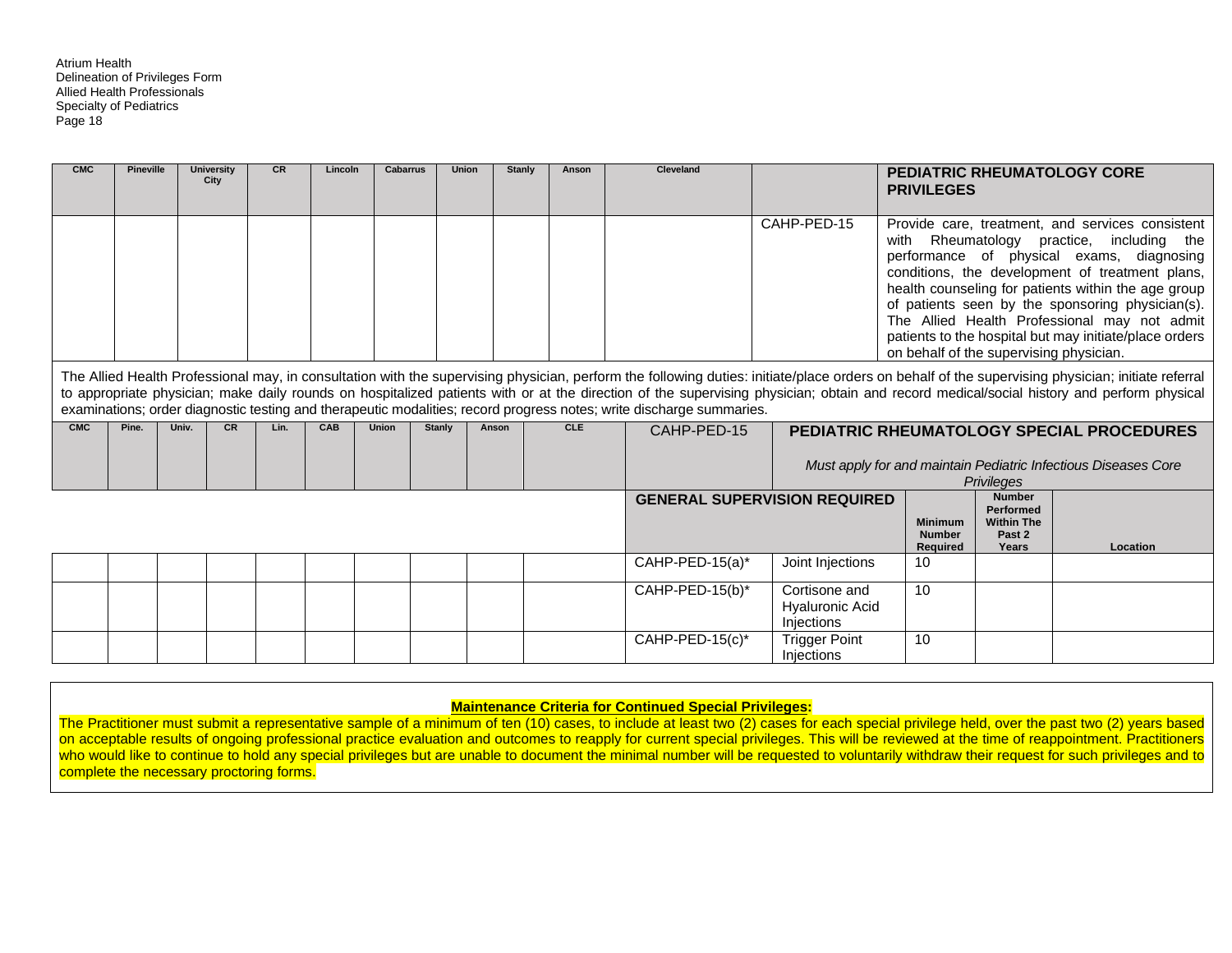Atrium Health
Delineation of Privileges Form
Allied Health Professionals
Specialty of Pediatrics

| CMC | Pineville | University City | CR | Lincoln | Cabarrus | Union | Stanly | Anson | Cleveland | | **PEDIATRIC RHEUMATOLOGY CORE PRIVILEGES** |
|---|---|---|---|---|---|---|---|---|---|---|---|
| | | | | | | | | | | CAHP-PED-15 | Provide care, treatment, and services consistent with Rheumatology practice, including the performance of physical exams, diagnosing conditions, the development of treatment plans, health counseling for patients within the age group of patients seen by the sponsoring physician(s). The Allied Health Professional may not admit patients to the hospital but may initiate/place orders on behalf of the supervising physician. |

The Allied Health Professional may, in consultation with the supervising physician, perform the following duties: initiate/place orders on behalf of the supervising physician; initiate referral to appropriate physician; make daily rounds on hospitalized patients with or at the direction of the supervising physician; obtain and record medical/social history and perform physical examinations; order diagnostic testing and therapeutic modalities; record progress notes; write discharge summaries.

| CMC | Pine. | Univ. | CR | Lin. | CAB | Union | Stanly | Anson | CLE | CAHP-PED-15 | **PEDIATRIC RHEUMATOLOGY SPECIAL PROCEDURES** *Must apply for and maintain Pediatric Infectious Diseases Core Privileges* | | | |
|---|---|---|---|---|---|---|---|---|---|---|---|---|---|---|
| | | | | | | | | | | **GENERAL SUPERVISION REQUIRED** | | **Minimum Number Required** | **Number Performed Within The Past 2 Years** | **Location** |
| | | | | | | | | | | CAHP-PED-15(a)* | Joint Injections | 10 | | |
| | | | | | | | | | | CAHP-PED-15(b)* | Cortisone and Hyaluronic Acid Injections | 10 | | |
| | | | | | | | | | | CAHP-PED-15(c)* | Trigger Point Injections | 10 | | |

**Maintenance Criteria for Continued Special Privileges:**

The Practitioner must submit a representative sample of a minimum of ten (10) cases, to include at least two (2) cases for each special privilege held, over the past two (2) years based on acceptable results of ongoing professional practice evaluation and outcomes to reapply for current special privileges. This will be reviewed at the time of reappointment. Practitioners who would like to continue to hold any special privileges but are unable to document the minimal number will be requested to voluntarily withdraw their request for such privileges and to complete the necessary proctoring forms.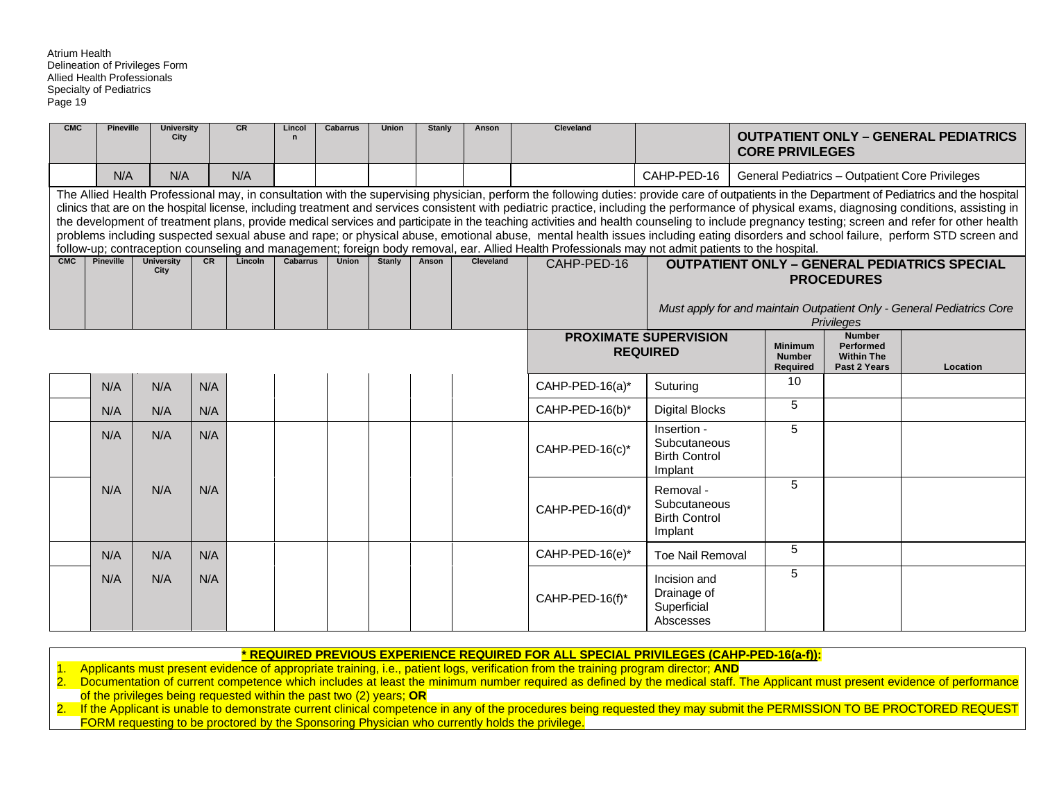Atrium Health
Delineation of Privileges Form
Allied Health Professionals
Specialty of Pediatrics

| CMC | Pineville | University City | CR | Lincoln | Cabarrus | Union | Stanly | Anson | Cleveland | | **OUTPATIENT ONLY – GENERAL PEDIATRICS CORE PRIVILEGES** |
|---|---|---|---|---|---|---|---|---|---|---|---|
| | N/A | N/A | N/A | | | | | | | CAHP-PED-16 | General Pediatrics – Outpatient Core Privileges |

The Allied Health Professional may, in consultation with the supervising physician, perform the following duties: provide care of outpatients in the Department of Pediatrics and the hospital clinics that are on the hospital license, including treatment and services consistent with pediatric practice, including the performance of physical exams, diagnosing conditions, assisting in the development of treatment plans, provide medical services and participate in the teaching activities and health counseling to include pregnancy testing; screen and refer for other health problems including suspected sexual abuse and rape; or physical abuse, emotional abuse, mental health issues including eating disorders and school failure, perform STD screen and follow-up; contraception counseling and management; foreign body removal, ear. Allied Health Professionals may not admit patients to the hospital.

| CMC | Pineville | University City | CR | Lincoln | Cabarrus | Union | Stanly | Anson | Cleveland | CAHP-PED-16 | **OUTPATIENT ONLY – GENERAL PEDIATRICS SPECIAL PROCEDURES** *Must apply for and maintain Outpatient Only - General Pediatrics Core Privileges* | | | |
|---|---|---|---|---|---|---|---|---|---|---|---|---|---|---|
| | | | | | | | | | | **PROXIMATE SUPERVISION REQUIRED** | | **Minimum Number Required** | **Number Performed Within The Past 2 Years** | **Location** |
| | N/A | N/A | N/A | | | | | | | CAHP-PED-16(a)* | Suturing | 10 | | |
| | N/A | N/A | N/A | | | | | | | CAHP-PED-16(b)* | Digital Blocks | 5 | | |
| | N/A | N/A | N/A | | | | | | | CAHP-PED-16(c)* | Insertion - Subcutaneous Birth Control Implant | 5 | | |
| | N/A | N/A | N/A | | | | | | | CAHP-PED-16(d)* | Removal - Subcutaneous Birth Control Implant | 5 | | |
| | N/A | N/A | N/A | | | | | | | CAHP-PED-16(e)* | Toe Nail Removal | 5 | | |
| | N/A | N/A | N/A | | | | | | | CAHP-PED-16(f)* | Incision and Drainage of Superficial Abscesses | 5 | | |

**\* REQUIRED PREVIOUS EXPERIENCE REQUIRED FOR ALL SPECIAL PRIVILEGES (CAHP-PED-16(a-f)):**

1. Applicants must present evidence of appropriate training, i.e., patient logs, verification from the training program director; **AND**
2. Documentation of current competence which includes at least the minimum number required as defined by the medical staff. The Applicant must present evidence of performance of the privileges being requested within the past two (2) years; **OR**
2. If the Applicant is unable to demonstrate current clinical competence in any of the procedures being requested they may submit the PERMISSION TO BE PROCTORED REQUEST FORM requesting to be proctored by the Sponsoring Physician who currently holds the privilege.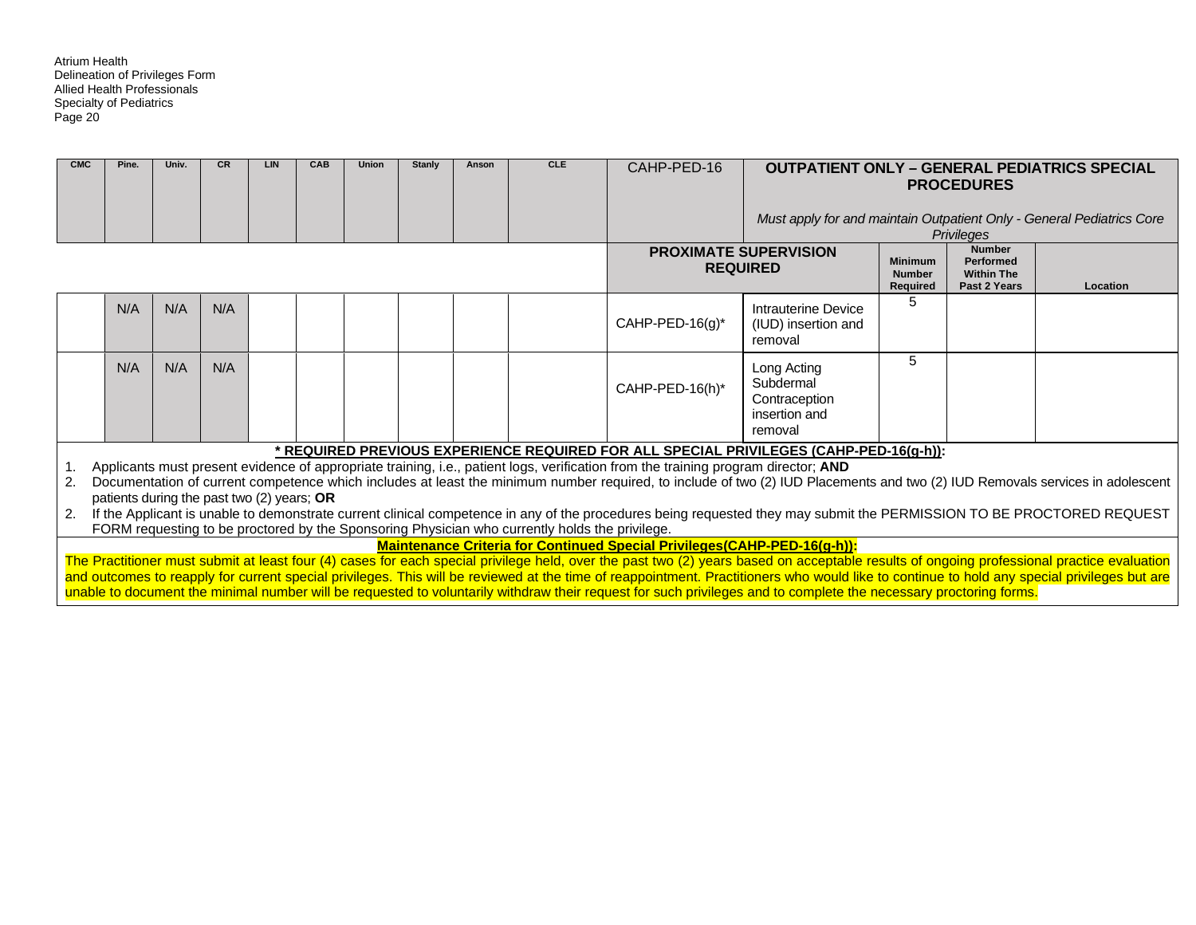| CMC | Pine. | Univ. | CR | LIN | CAB | Union | Stanly | Anson | CLE | CAHP-PED-16 | **OUTPUTPATIENT ONLY – GENERAL PEDIATRICS SPECIAL PROCEDURES** *Must apply for and maintain Outpatient Only - General Pediatrics Core Privileges* | | | |
|---|---|---|---|---|---|---|---|---|---|---|---|---|---|---|
| | | | | | | | | | | **PROXIMATE SUPERVISION REQUIRED** | | **Minimum Number Required** | **Number Performed Within The Past 2 Years** | **Location** |
| | N/A | N/A | N/A | | | | | | | CAHP-PED-16(g)* | Intrauterine Device (IUD) insertion and removal | 5 | | |
| | N/A | N/A | N/A | | | | | | | CAHP-PED-16(h)* | Long Acting Subdermal Contraception insertion and removal | 5 | | |

**\* REQUIRED PREVIOUS EXPERIENCE REQUIRED FOR ALL SPECIAL PRIVILEGES (CAHP-PED-16(g-h)):**

1. Applicants must present evidence of appropriate training, i.e., patient logs, verification from the training program director; **AND**
2. Documentation of current competence which includes at least the minimum number required, to include of two (2) IUD Placements and two (2) IUD Removals services in adolescent patients during the past two (2) years; **OR**
2. If the Applicant is unable to demonstrate current clinical competence in any of the procedures being requested they may submit the PERMISSION TO BE PROCTORED REQUEST FORM requesting to be proctored by the Sponsoring Physician who currently holds the privilege.

**Maintenance Criteria for Continued Special Privileges(CAHP-PED-16(g-h)):**

The Practitioner must submit at least four (4) cases for each special privilege held, over the past two (2) years based on acceptable results of ongoing professional practice evaluation and outcomes to reapply for current special privileges. This will be reviewed at the time of reappointment. Practitioners who would like to continue to hold any special privileges but are unable to document the minimal number will be requested to voluntarily withdraw their request for such privileges and to complete the necessary proctoring forms.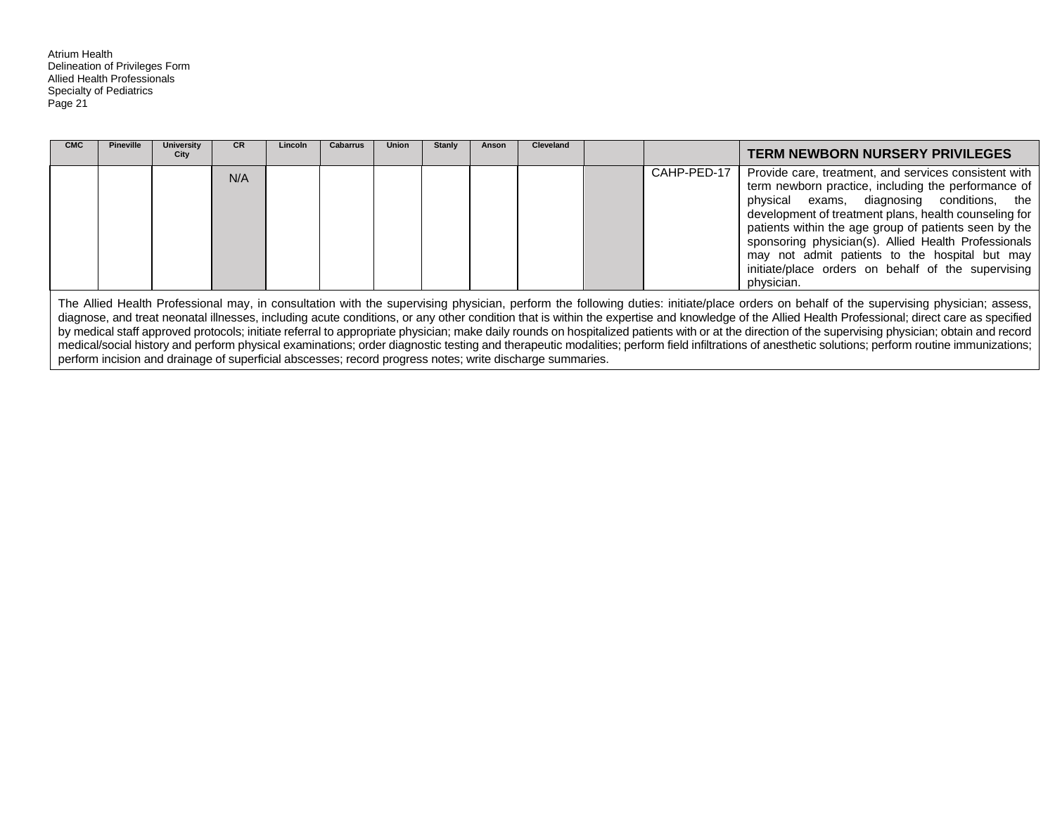| CMC | Pineville | University City | CR | Lincoln | Cabarrus | Union | Stanly | Anson | Cleveland | | | TERM NEWBORN NURSERY PRIVILEGES |
|---|---|---|---|---|---|---|---|---|---|---|---|---|
| | | | N/A | | | | | | | | CAHP-PED-17 | Provide care, treatment, and services consistent with term newborn practice, including the performance of physical exams, diagnosing conditions, the development of treatment plans, health counseling for patients within the age group of patients seen by the sponsoring physician(s). Allied Health Professionals may not admit patients to the hospital but may initiate/place orders on behalf of the supervising physician. |

The Allied Health Professional may, in consultation with the supervising physician, perform the following duties: initiate/place orders on behalf of the supervising physician; assess, diagnose, and treat neonatal illnesses, including acute conditions, or any other condition that is within the expertise and knowledge of the Allied Health Professional; direct care as specified by medical staff approved protocols; initiate referral to appropriate physician; make daily rounds on hospitalized patients with or at the direction of the supervising physician; obtain and record medical/social history and perform physical examinations; order diagnostic testing and therapeutic modalities; perform field infiltrations of anesthetic solutions; perform routine immunizations; perform incision and drainage of superficial abscesses; record progress notes; write discharge summaries.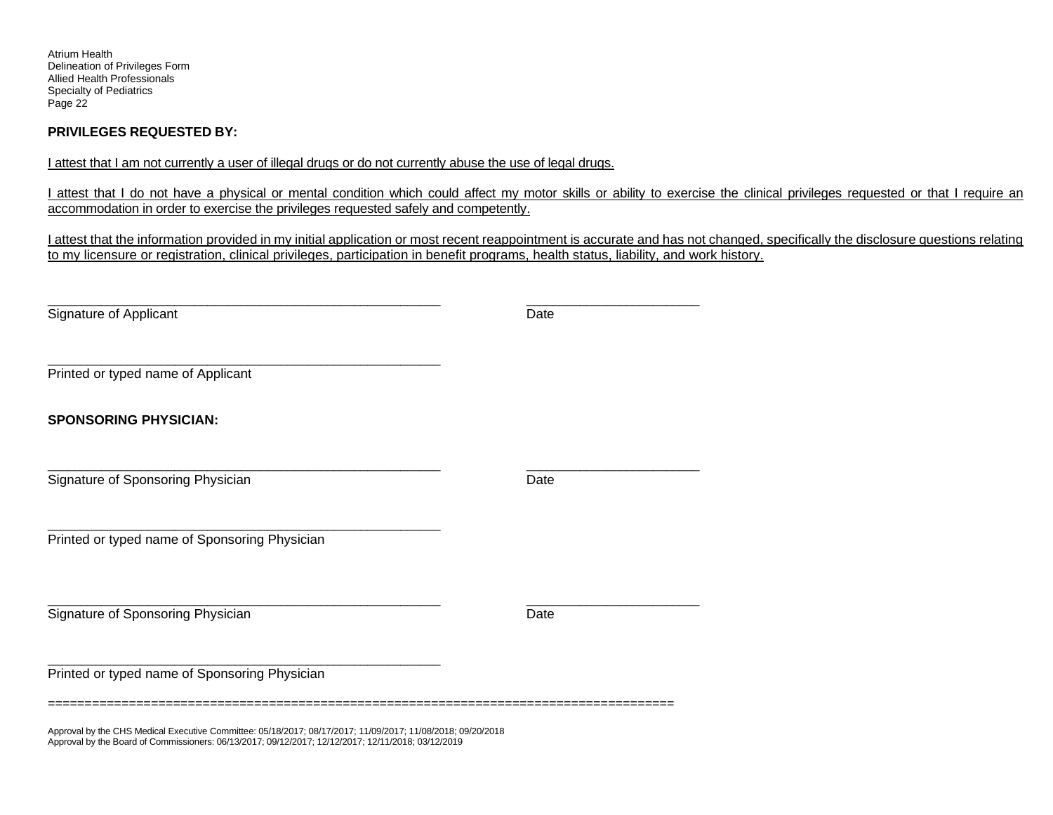**PRIVILEGES REQUESTED BY:**

I attest that I am not currently a user of illegal drugs or do not currently abuse the use of legal drugs.

I attest that I do not have a physical or mental condition which could affect my motor skills or ability to exercise the clinical privileges requested or that I require an accommodation in order to exercise the privileges requested safely and competently.

I attest that the information provided in my initial application or most recent reappointment is accurate and has not changed, specifically the disclosure questions relating to my licensure or registration, clinical privileges, participation in benefit programs, health status, liability, and work history.

\_\_\_\_\_\_\_\_\_\_\_\_\_\_\_\_\_\_\_\_\_\_\_\_\_\_\_\_\_\_\_\_\_\_\_\_\_\_\_\_\_\_\_\_\_\_ \_\_\_\_\_\_\_\_\_\_\_\_\_\_\_\_\_\_\_\_\_\_\_
Signature of Applicant Date

\_\_\_\_\_\_\_\_\_\_\_\_\_\_\_\_\_\_\_\_\_\_\_\_\_\_\_\_\_\_\_\_\_\_\_\_\_\_\_\_\_\_\_\_\_\_
Printed or typed name of Applicant

**SPONSORING PHYSICIAN:**

\_\_\_\_\_\_\_\_\_\_\_\_\_\_\_\_\_\_\_\_\_\_\_\_\_\_\_\_\_\_\_\_\_\_\_\_\_\_\_\_\_\_\_\_\_\_ \_\_\_\_\_\_\_\_\_\_\_\_\_\_\_\_\_\_\_\_\_\_\_
Signature of Sponsoring Physician Date

\_\_\_\_\_\_\_\_\_\_\_\_\_\_\_\_\_\_\_\_\_\_\_\_\_\_\_\_\_\_\_\_\_\_\_\_\_\_\_\_\_\_\_\_\_\_
Printed or typed name of Sponsoring Physician

\_\_\_\_\_\_\_\_\_\_\_\_\_\_\_\_\_\_\_\_\_\_\_\_\_\_\_\_\_\_\_\_\_\_\_\_\_\_\_\_\_\_\_\_\_\_ \_\_\_\_\_\_\_\_\_\_\_\_\_\_\_\_\_\_\_\_\_\_\_
Signature of Sponsoring Physician Date

\_\_\_\_\_\_\_\_\_\_\_\_\_\_\_\_\_\_\_\_\_\_\_\_\_\_\_\_\_\_\_\_\_\_\_\_\_\_\_\_\_\_\_\_\_\_
Printed or typed name of Sponsoring Physician

==================================================================================

Approval by the CHS Medical Executive Committee: 05/18/2017; 08/17/2017; 11/09/2017; 11/08/2018; 09/20/2018
Approval by the Board of Commissioners: 06/13/2017; 09/12/2017; 12/12/2017; 12/11/2018; 03/12/2019